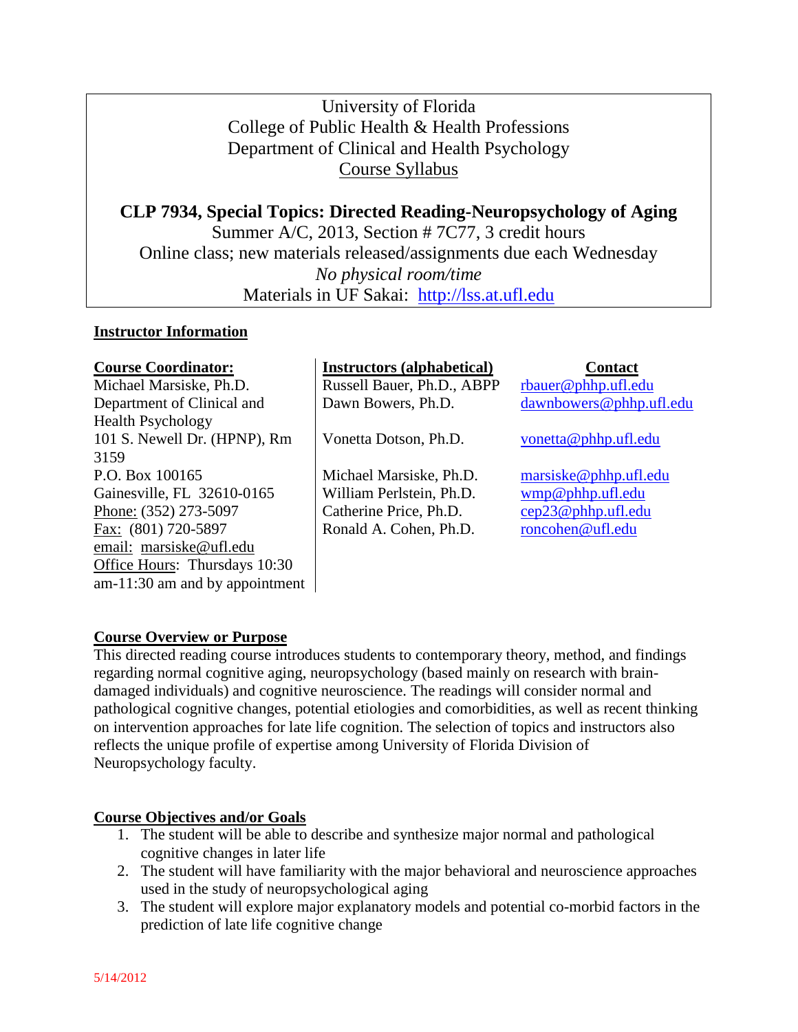University of Florida
College of Public Health & Health Professions
Department of Clinical and Health Psychology
Course Syllabus

**CLP 7934, Special Topics: Directed Reading-Neuropsychology of Aging**
Summer A/C, 2013, Section # 7C77, 3 credit hours
Online class; new materials released/assignments due each Wednesday
*No physical room/time*
Materials in UF Sakai: http://lss.at.ufl.edu

## Instructor Information

**Course Coordinator:**
Michael Marsiske, Ph.D.
Department of Clinical and Health Psychology
101 S. Newell Dr. (HPNP), Rm 3159
P.O. Box 100165
Gainesville, FL 32610-0165
Phone: (352) 273-5097
Fax: (801) 720-5897
email: marsiske@ufl.edu
Office Hours: Thursdays 10:30 am-11:30 am and by appointment

| Instructors (alphabetical) | Contact |
|---|---|
| Russell Bauer, Ph.D., ABPP | rbauer@phhp.ufl.edu |
| Dawn Bowers, Ph.D. | dawnbowers@phhp.ufl.edu |
| Vonetta Dotson, Ph.D. | vonetta@phhp.ufl.edu |
| Michael Marsiske, Ph.D. | marsiske@phhp.ufl.edu |
| William Perlstein, Ph.D. | wmp@phhp.ufl.edu |
| Catherine Price, Ph.D. | cep23@phhp.ufl.edu |
| Ronald A. Cohen, Ph.D. | roncohen@ufl.edu |

## Course Overview or Purpose

This directed reading course introduces students to contemporary theory, method, and findings regarding normal cognitive aging, neuropsychology (based mainly on research with brain-damaged individuals) and cognitive neuroscience. The readings will consider normal and pathological cognitive changes, potential etiologies and comorbidities, as well as recent thinking on intervention approaches for late life cognition. The selection of topics and instructors also reflects the unique profile of expertise among University of Florida Division of Neuropsychology faculty.

## Course Objectives and/or Goals

1. The student will be able to describe and synthesize major normal and pathological cognitive changes in later life
2. The student will have familiarity with the major behavioral and neuroscience approaches used in the study of neuropsychological aging
3. The student will explore major explanatory models and potential co-morbid factors in the prediction of late life cognitive change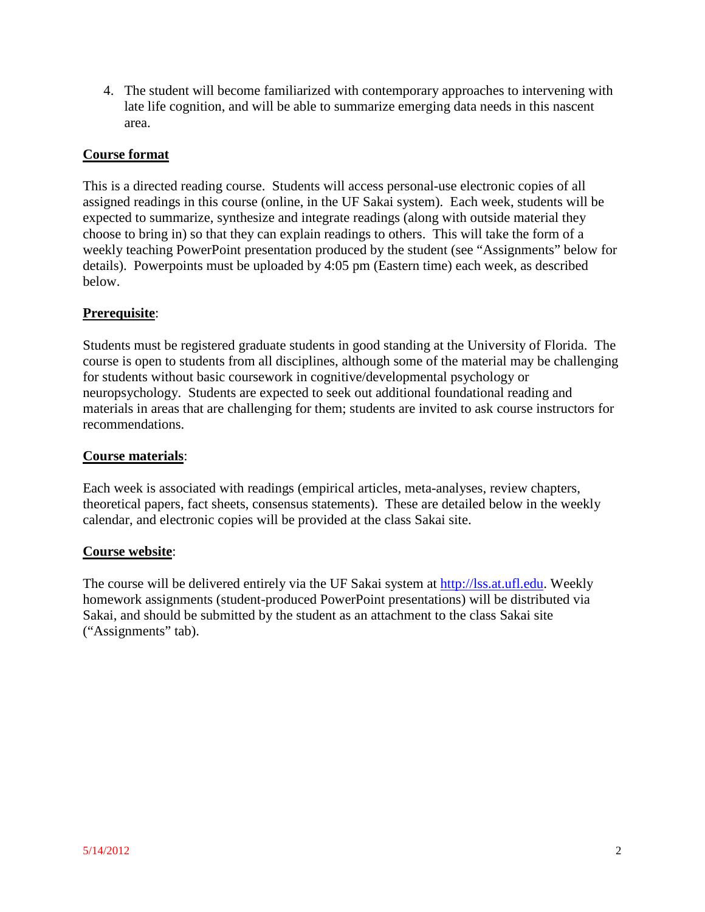4. The student will become familiarized with contemporary approaches to intervening with late life cognition, and will be able to summarize emerging data needs in this nascent area.

**Course format**

This is a directed reading course. Students will access personal-use electronic copies of all assigned readings in this course (online, in the UF Sakai system). Each week, students will be expected to summarize, synthesize and integrate readings (along with outside material they choose to bring in) so that they can explain readings to others. This will take the form of a weekly teaching PowerPoint presentation produced by the student (see "Assignments" below for details). Powerpoints must be uploaded by 4:05 pm (Eastern time) each week, as described below.

**Prerequisite**:

Students must be registered graduate students in good standing at the University of Florida. The course is open to students from all disciplines, although some of the material may be challenging for students without basic coursework in cognitive/developmental psychology or neuropsychology. Students are expected to seek out additional foundational reading and materials in areas that are challenging for them; students are invited to ask course instructors for recommendations.

**Course materials**:

Each week is associated with readings (empirical articles, meta-analyses, review chapters, theoretical papers, fact sheets, consensus statements). These are detailed below in the weekly calendar, and electronic copies will be provided at the class Sakai site.

**Course website**:

The course will be delivered entirely via the UF Sakai system at [http://lss.at.ufl.edu](http://lss.at.ufl.edu). Weekly homework assignments (student-produced PowerPoint presentations) will be distributed via Sakai, and should be submitted by the student as an attachment to the class Sakai site ("Assignments" tab).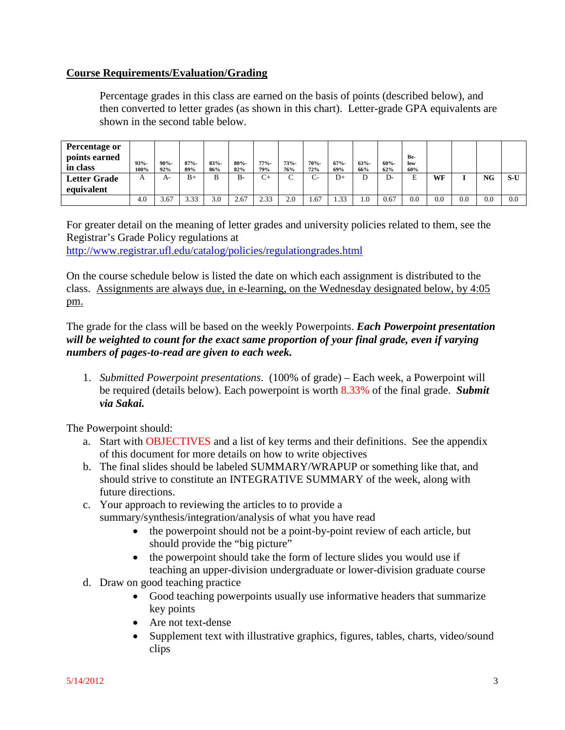**Course Requirements/Evaluation/Grading**

Percentage grades in this class are earned on the basis of points (described below), and then converted to letter grades (as shown in this chart). Letter-grade GPA equivalents are shown in the second table below.

| Percentage or points earned in class | 93%-100% | 90%-92% | 87%-89% | 83%-86% | 80%-82% | 77%-79% | 73%-76% | 70%-72% | 67%-69% | 63%-66% | 60%-62% | Below 60% | | | | |
|---|---|---|---|---|---|---|---|---|---|---|---|---|---|---|---|---|
| Letter Grade equivalent | A | A- | B+ | B | B- | C+ | C | C- | D+ | D | D- | E | WF | I | NG | S-U |
| | 4.0 | 3.67 | 3.33 | 3.0 | 2.67 | 2.33 | 2.0 | 1.67 | 1.33 | 1.0 | 0.67 | 0.0 | 0.0 | 0.0 | 0.0 | 0.0 |

For greater detail on the meaning of letter grades and university policies related to them, see the Registrar's Grade Policy regulations at http://www.registrar.ufl.edu/catalog/policies/regulationgrades.html

On the course schedule below is listed the date on which each assignment is distributed to the class. Assignments are always due, in e-learning, on the Wednesday designated below, by 4:05 pm.

The grade for the class will be based on the weekly Powerpoints. ***Each Powerpoint presentation will be weighted to count for the exact same proportion of your final grade, even if varying numbers of pages-to-read are given to each week.***

1. *Submitted Powerpoint presentations*. (100% of grade) – Each week, a Powerpoint will be required (details below). Each powerpoint is worth 8.33% of the final grade. ***Submit via Sakai.***

The Powerpoint should:

a. Start with OBJECTIVES and a list of key terms and their definitions. See the appendix of this document for more details on how to write objectives
b. The final slides should be labeled SUMMARY/WRAPUP or something like that, and should strive to constitute an INTEGRATIVE SUMMARY of the week, along with future directions.
c. Your approach to reviewing the articles to to provide a summary/synthesis/integration/analysis of what you have read
    - the powerpoint should not be a point-by-point review of each article, but should provide the "big picture"
    - the powerpoint should take the form of lecture slides you would use if teaching an upper-division undergraduate or lower-division graduate course
d. Draw on good teaching practice
    - Good teaching powerpoints usually use informative headers that summarize key points
    - Are not text-dense
    - Supplement text with illustrative graphics, figures, tables, charts, video/sound clips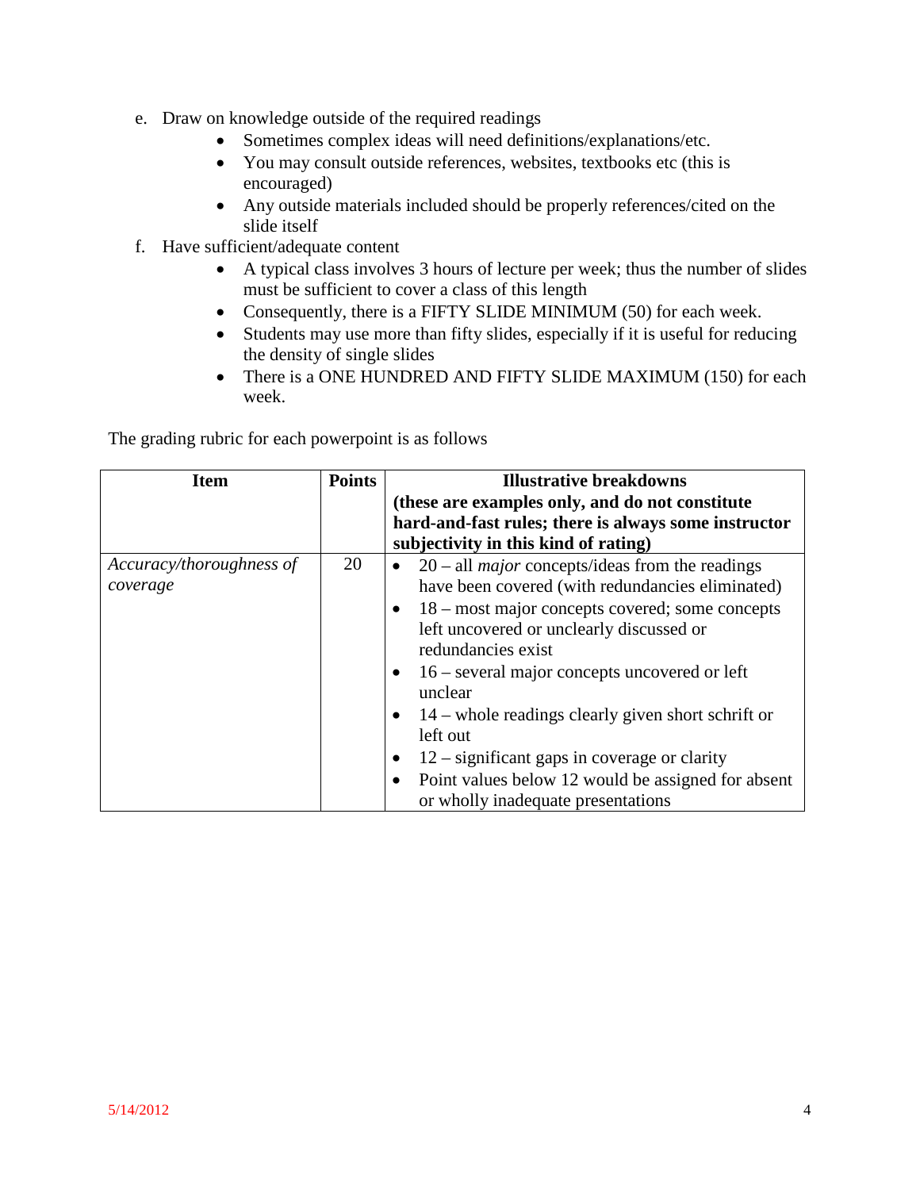e. Draw on knowledge outside of the required readings
    - Sometimes complex ideas will need definitions/explanations/etc.
    - You may consult outside references, websites, textbooks etc (this is encouraged)
    - Any outside materials included should be properly references/cited on the slide itself

f. Have sufficient/adequate content
    - A typical class involves 3 hours of lecture per week; thus the number of slides must be sufficient to cover a class of this length
    - Consequently, there is a FIFTY SLIDE MINIMUM (50) for each week.
    - Students may use more than fifty slides, especially if it is useful for reducing the density of single slides
    - There is a ONE HUNDRED AND FIFTY SLIDE MAXIMUM (150) for each week.

The grading rubric for each powerpoint is as follows

| **Item** | **Points** | **Illustrative breakdowns (these are examples only, and do not constitute hard-and-fast rules; there is always some instructor subjectivity in this kind of rating)** |
|---|---|---|
| *Accuracy/thoroughness of coverage* | 20 | • 20 – all *major* concepts/ideas from the readings have been covered (with redundancies eliminated)<br>• 18 – most major concepts covered; some concepts left uncovered or unclearly discussed or redundancies exist<br>• 16 – several major concepts uncovered or left unclear<br>• 14 – whole readings clearly given short schrift or left out<br>• 12 – significant gaps in coverage or clarity<br>• Point values below 12 would be assigned for absent or wholly inadequate presentations |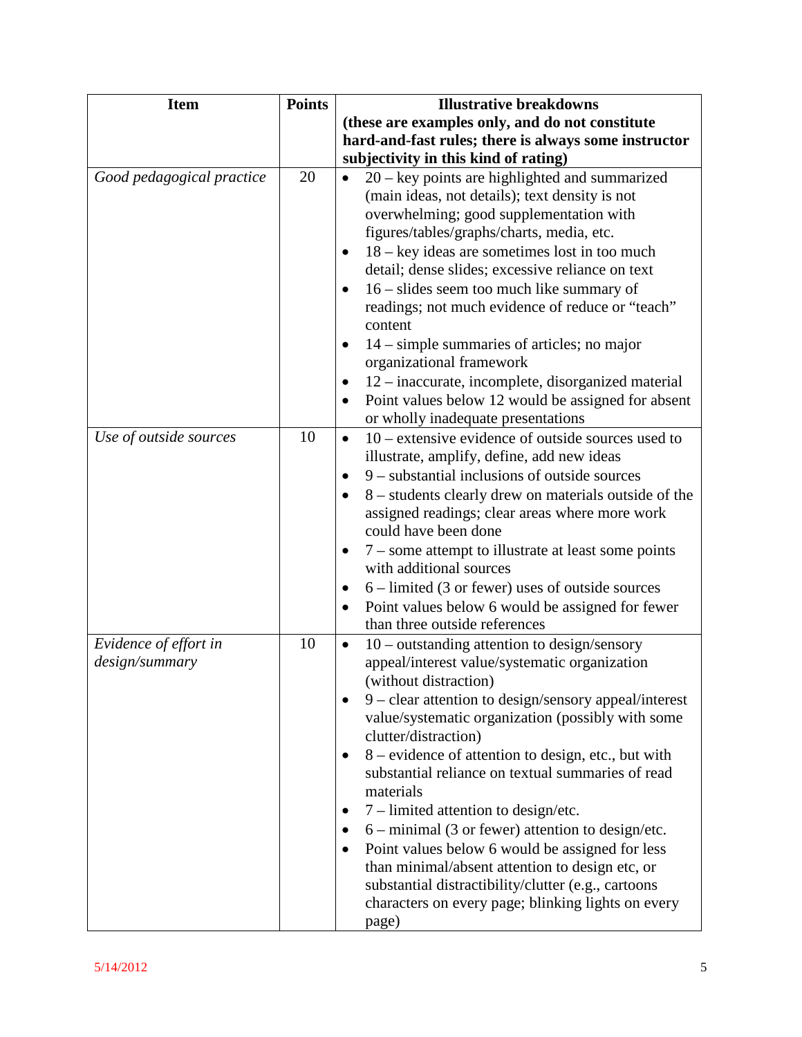| Item | Points | Illustrative breakdowns **(these are examples only, and do not constitute hard-and-fast rules; there is always some instructor subjectivity in this kind of rating)** |
|---|---|---|
| *Good pedagogical practice* | 20 | • 20 – key points are highlighted and summarized (main ideas, not details); text density is not overwhelming; good supplementation with figures/tables/graphs/charts, media, etc.<br>• 18 – key ideas are sometimes lost in too much detail; dense slides; excessive reliance on text<br>• 16 – slides seem too much like summary of readings; not much evidence of reduce or "teach" content<br>• 14 – simple summaries of articles; no major organizational framework<br>• 12 – inaccurate, incomplete, disorganized material<br>• Point values below 12 would be assigned for absent or wholly inadequate presentations |
| *Use of outside sources* | 10 | • 10 – extensive evidence of outside sources used to illustrate, amplify, define, add new ideas<br>• 9 – substantial inclusions of outside sources<br>• 8 – students clearly drew on materials outside of the assigned readings; clear areas where more work could have been done<br>• 7 – some attempt to illustrate at least some points with additional sources<br>• 6 – limited (3 or fewer) uses of outside sources<br>• Point values below 6 would be assigned for fewer than three outside references |
| *Evidence of effort in design/summary* | 10 | • 10 – outstanding attention to design/sensory appeal/interest value/systematic organization (without distraction)<br>• 9 – clear attention to design/sensory appeal/interest value/systematic organization (possibly with some clutter/distraction)<br>• 8 – evidence of attention to design, etc., but with substantial reliance on textual summaries of read materials<br>• 7 – limited attention to design/etc.<br>• 6 – minimal (3 or fewer) attention to design/etc.<br>• Point values below 6 would be assigned for less than minimal/absent attention to design etc, or substantial distractibility/clutter (e.g., cartoons characters on every page; blinking lights on every page) |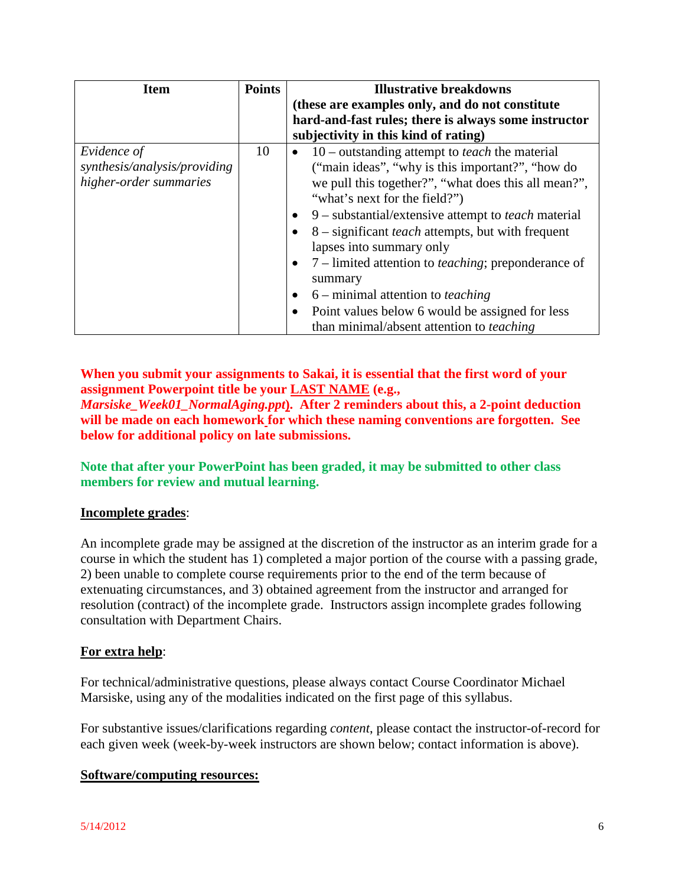| Item | Points | Illustrative breakdowns (these are examples only, and do not constitute hard-and-fast rules; there is always some instructor subjectivity in this kind of rating) |
|---|---|---|
| *Evidence of synthesis/analysis/providing higher-order summaries* | 10 | • 10 – outstanding attempt to *teach* the material ("main ideas", "why is this important?", "how do we pull this together?", "what does this all mean?", "what's next for the field?")<br>• 9 – substantial/extensive attempt to *teach* material<br>• 8 – significant *teach* attempts, but with frequent lapses into summary only<br>• 7 – limited attention to *teaching*; preponderance of summary<br>• 6 – minimal attention to *teaching*<br>• Point values below 6 would be assigned for less than minimal/absent attention to *teaching* |

**When you submit your assignments to Sakai, it is essential that the first word of your assignment Powerpoint title be your LAST NAME (e.g., *Marsiske_Week01_NormalAging.ppt*). After 2 reminders about this, a 2-point deduction will be made on each homework for which these naming conventions are forgotten. See below for additional policy on late submissions.**

**Note that after your PowerPoint has been graded, it may be submitted to other class members for review and mutual learning.**

**Incomplete grades**:

An incomplete grade may be assigned at the discretion of the instructor as an interim grade for a course in which the student has 1) completed a major portion of the course with a passing grade, 2) been unable to complete course requirements prior to the end of the term because of extenuating circumstances, and 3) obtained agreement from the instructor and arranged for resolution (contract) of the incomplete grade. Instructors assign incomplete grades following consultation with Department Chairs.

**For extra help**:

For technical/administrative questions, please always contact Course Coordinator Michael Marsiske, using any of the modalities indicated on the first page of this syllabus.

For substantive issues/clarifications regarding *content*, please contact the instructor-of-record for each given week (week-by-week instructors are shown below; contact information is above).

**Software/computing resources:**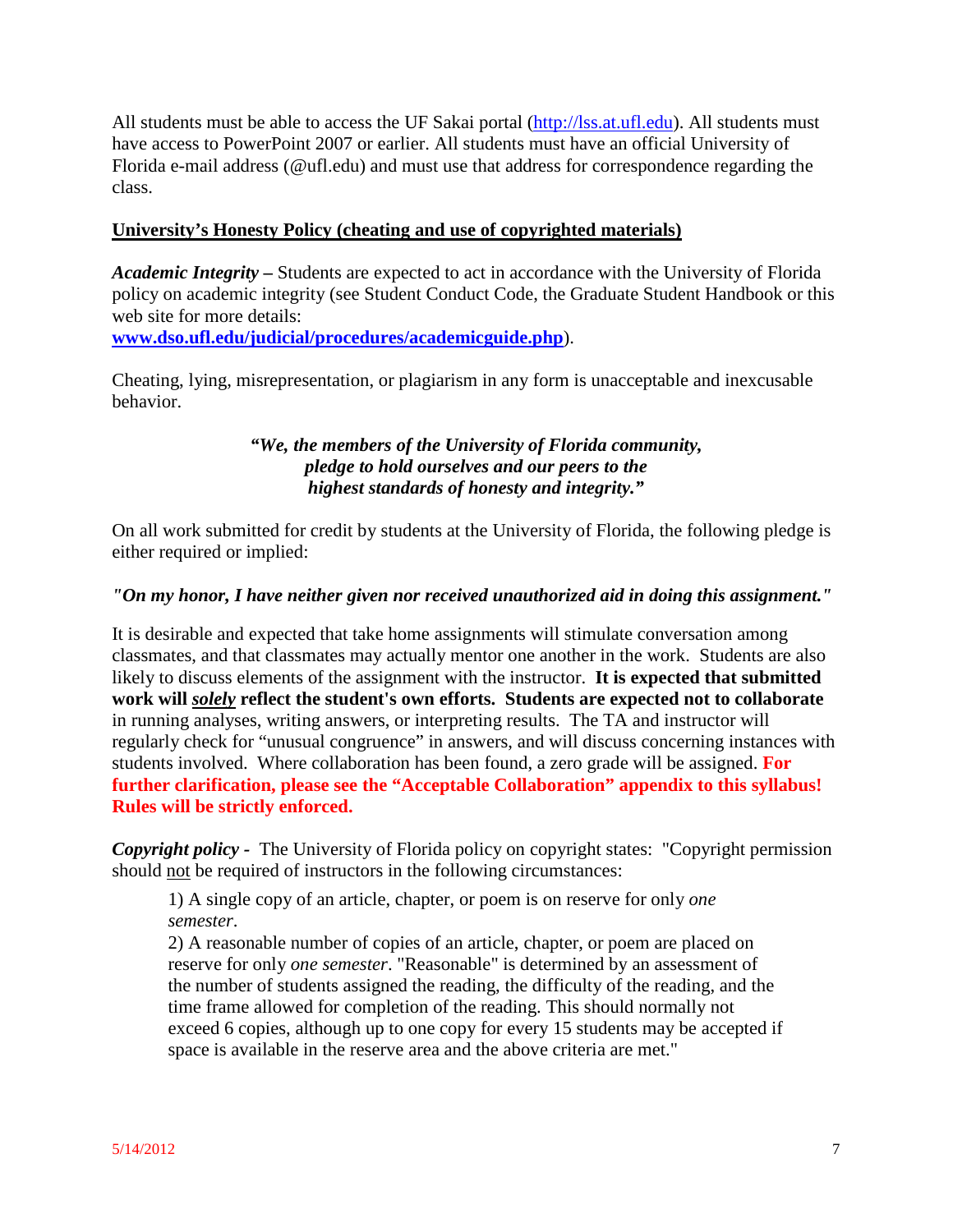All students must be able to access the UF Sakai portal (http://lss.at.ufl.edu). All students must have access to PowerPoint 2007 or earlier. All students must have an official University of Florida e-mail address (@ufl.edu) and must use that address for correspondence regarding the class.

## University's Honesty Policy (cheating and use of copyrighted materials)

***Academic Integrity*** **–** Students are expected to act in accordance with the University of Florida policy on academic integrity (see Student Conduct Code, the Graduate Student Handbook or this web site for more details: **www.dso.ufl.edu/judicial/procedures/academicguide.php**).

Cheating, lying, misrepresentation, or plagiarism in any form is unacceptable and inexcusable behavior.

> ***"We, the members of the University of Florida community, pledge to hold ourselves and our peers to the highest standards of honesty and integrity."***

On all work submitted for credit by students at the University of Florida, the following pledge is either required or implied:

***"On my honor, I have neither given nor received unauthorized aid in doing this assignment."***

It is desirable and expected that take home assignments will stimulate conversation among classmates, and that classmates may actually mentor one another in the work. Students are also likely to discuss elements of the assignment with the instructor. **It is expected that submitted work will *solely* reflect the student's own efforts. Students are expected not to collaborate** in running analyses, writing answers, or interpreting results. The TA and instructor will regularly check for "unusual congruence" in answers, and will discuss concerning instances with students involved. Where collaboration has been found, a zero grade will be assigned. **For further clarification, please see the "Acceptable Collaboration" appendix to this syllabus! Rules will be strictly enforced.**

***Copyright policy -*** The University of Florida policy on copyright states: "Copyright permission should not be required of instructors in the following circumstances:

> 1) A single copy of an article, chapter, or poem is on reserve for only *one semester*.
> 2) A reasonable number of copies of an article, chapter, or poem are placed on reserve for only *one semester*. "Reasonable" is determined by an assessment of the number of students assigned the reading, the difficulty of the reading, and the time frame allowed for completion of the reading. This should normally not exceed 6 copies, although up to one copy for every 15 students may be accepted if space is available in the reserve area and the above criteria are met."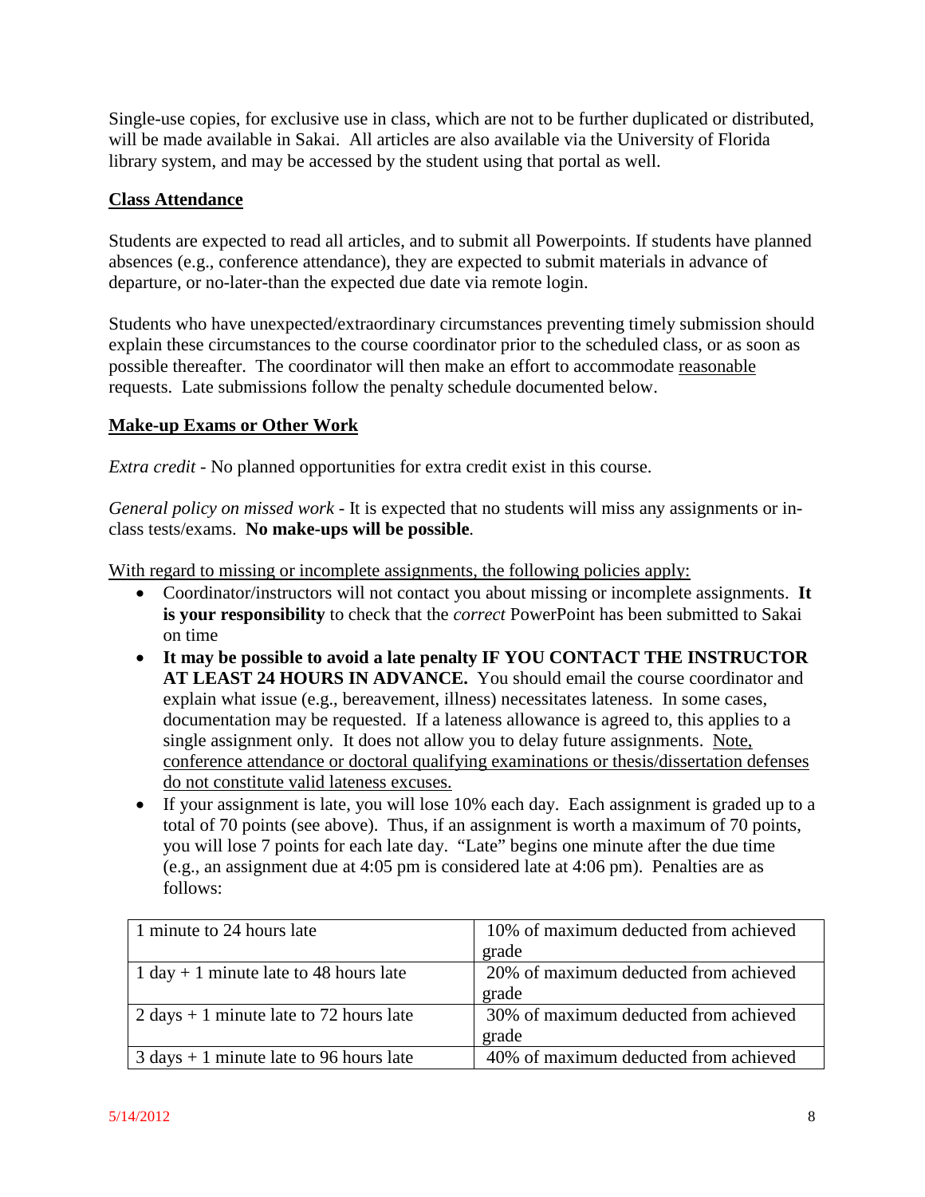Single-use copies, for exclusive use in class, which are not to be further duplicated or distributed, will be made available in Sakai. All articles are also available via the University of Florida library system, and may be accessed by the student using that portal as well.

## Class Attendance

Students are expected to read all articles, and to submit all Powerpoints. If students have planned absences (e.g., conference attendance), they are expected to submit materials in advance of departure, or no-later-than the expected due date via remote login.

Students who have unexpected/extraordinary circumstances preventing timely submission should explain these circumstances to the course coordinator prior to the scheduled class, or as soon as possible thereafter. The coordinator will then make an effort to accommodate reasonable requests. Late submissions follow the penalty schedule documented below.

## Make-up Exams or Other Work

*Extra credit* - No planned opportunities for extra credit exist in this course.

*General policy on missed work* - It is expected that no students will miss any assignments or in-class tests/exams. **No make-ups will be possible**.

With regard to missing or incomplete assignments, the following policies apply:

- Coordinator/instructors will not contact you about missing or incomplete assignments. **It is your responsibility** to check that the *correct* PowerPoint has been submitted to Sakai on time
- **It may be possible to avoid a late penalty IF YOU CONTACT THE INSTRUCTOR AT LEAST 24 HOURS IN ADVANCE.** You should email the course coordinator and explain what issue (e.g., bereavement, illness) necessitates lateness. In some cases, documentation may be requested. If a lateness allowance is agreed to, this applies to a single assignment only. It does not allow you to delay future assignments. Note, conference attendance or doctoral qualifying examinations or thesis/dissertation defenses do not constitute valid lateness excuses.
- If your assignment is late, you will lose 10% each day. Each assignment is graded up to a total of 70 points (see above). Thus, if an assignment is worth a maximum of 70 points, you will lose 7 points for each late day. "Late" begins one minute after the due time (e.g., an assignment due at 4:05 pm is considered late at 4:06 pm). Penalties are as follows:

| | |
|---|---|
| 1 minute to 24 hours late | 10% of maximum deducted from achieved grade |
| 1 day + 1 minute late to 48 hours late | 20% of maximum deducted from achieved grade |
| 2 days + 1 minute late to 72 hours late | 30% of maximum deducted from achieved grade |
| 3 days + 1 minute late to 96 hours late | 40% of maximum deducted from achieved |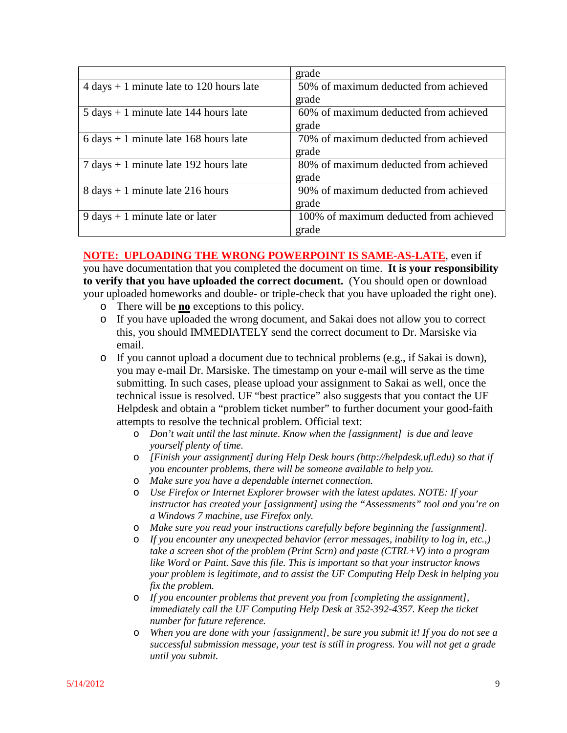| | |
|---|---|
| | grade |
| 4 days + 1 minute late to 120 hours late | 50% of maximum deducted from achieved grade |
| 5 days + 1 minute late 144 hours late | 60% of maximum deducted from achieved grade |
| 6 days + 1 minute late 168 hours late | 70% of maximum deducted from achieved grade |
| 7 days + 1 minute late 192 hours late | 80% of maximum deducted from achieved grade |
| 8 days + 1 minute late 216 hours | 90% of maximum deducted from achieved grade |
| 9 days + 1 minute late or later | 100% of maximum deducted from achieved grade |

**NOTE: UPLOADING THE WRONG POWERPOINT IS SAME-AS-LATE**, even if you have documentation that you completed the document on time. **It is your responsibility to verify that you have uploaded the correct document.** (You should open or download your uploaded homeworks and double- or triple-check that you have uploaded the right one).

- There will be **no** exceptions to this policy.
- If you have uploaded the wrong document, and Sakai does not allow you to correct this, you should IMMEDIATELY send the correct document to Dr. Marsiske via email.
- If you cannot upload a document due to technical problems (e.g., if Sakai is down), you may e-mail Dr. Marsiske. The timestamp on your e-mail will serve as the time submitting. In such cases, please upload your assignment to Sakai as well, once the technical issue is resolved. UF "best practice" also suggests that you contact the UF Helpdesk and obtain a "problem ticket number" to further document your good-faith attempts to resolve the technical problem. Official text:
  - *Don't wait until the last minute. Know when the [assignment] is due and leave yourself plenty of time.*
  - *[Finish your assignment] during Help Desk hours (http://helpdesk.ufl.edu) so that if you encounter problems, there will be someone available to help you.*
  - *Make sure you have a dependable internet connection.*
  - *Use Firefox or Internet Explorer browser with the latest updates. NOTE: If your instructor has created your [assignment] using the "Assessments" tool and you're on a Windows 7 machine, use Firefox only.*
  - *Make sure you read your instructions carefully before beginning the [assignment].*
  - *If you encounter any unexpected behavior (error messages, inability to log in, etc.,) take a screen shot of the problem (Print Scrn) and paste (CTRL+V) into a program like Word or Paint. Save this file. This is important so that your instructor knows your problem is legitimate, and to assist the UF Computing Help Desk in helping you fix the problem.*
  - *If you encounter problems that prevent you from [completing the assignment], immediately call the UF Computing Help Desk at 352-392-4357. Keep the ticket number for future reference.*
  - *When you are done with your [assignment], be sure you submit it! If you do not see a successful submission message, your test is still in progress. You will not get a grade until you submit.*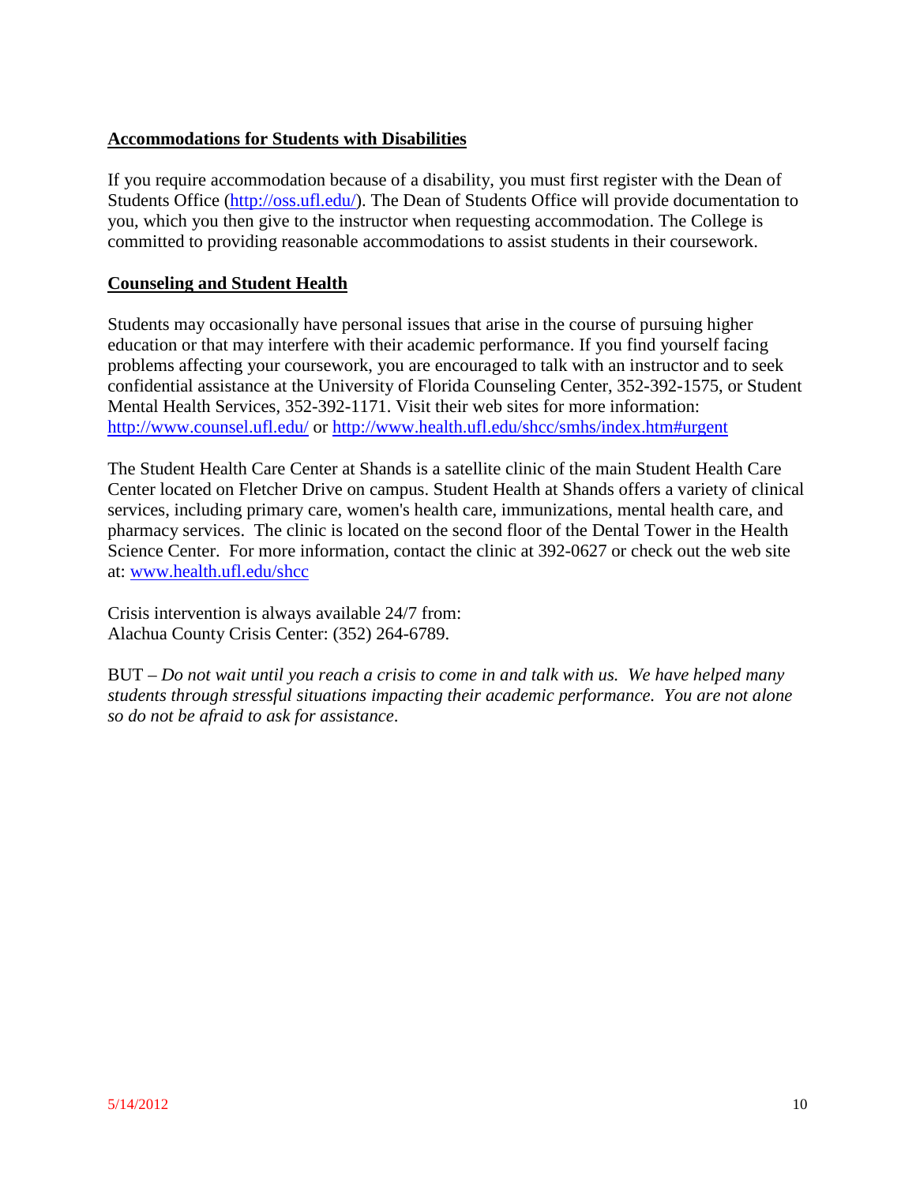**Accommodations for Students with Disabilities**

If you require accommodation because of a disability, you must first register with the Dean of Students Office (http://oss.ufl.edu/). The Dean of Students Office will provide documentation to you, which you then give to the instructor when requesting accommodation. The College is committed to providing reasonable accommodations to assist students in their coursework.

**Counseling and Student Health**

Students may occasionally have personal issues that arise in the course of pursuing higher education or that may interfere with their academic performance. If you find yourself facing problems affecting your coursework, you are encouraged to talk with an instructor and to seek confidential assistance at the University of Florida Counseling Center, 352-392-1575, or Student Mental Health Services, 352-392-1171. Visit their web sites for more information: http://www.counsel.ufl.edu/ or http://www.health.ufl.edu/shcc/smhs/index.htm#urgent

The Student Health Care Center at Shands is a satellite clinic of the main Student Health Care Center located on Fletcher Drive on campus. Student Health at Shands offers a variety of clinical services, including primary care, women's health care, immunizations, mental health care, and pharmacy services. The clinic is located on the second floor of the Dental Tower in the Health Science Center. For more information, contact the clinic at 392-0627 or check out the web site at: www.health.ufl.edu/shcc

Crisis intervention is always available 24/7 from:
Alachua County Crisis Center: (352) 264-6789.

BUT – *Do not wait until you reach a crisis to come in and talk with us. We have helped many students through stressful situations impacting their academic performance. You are not alone so do not be afraid to ask for assistance*.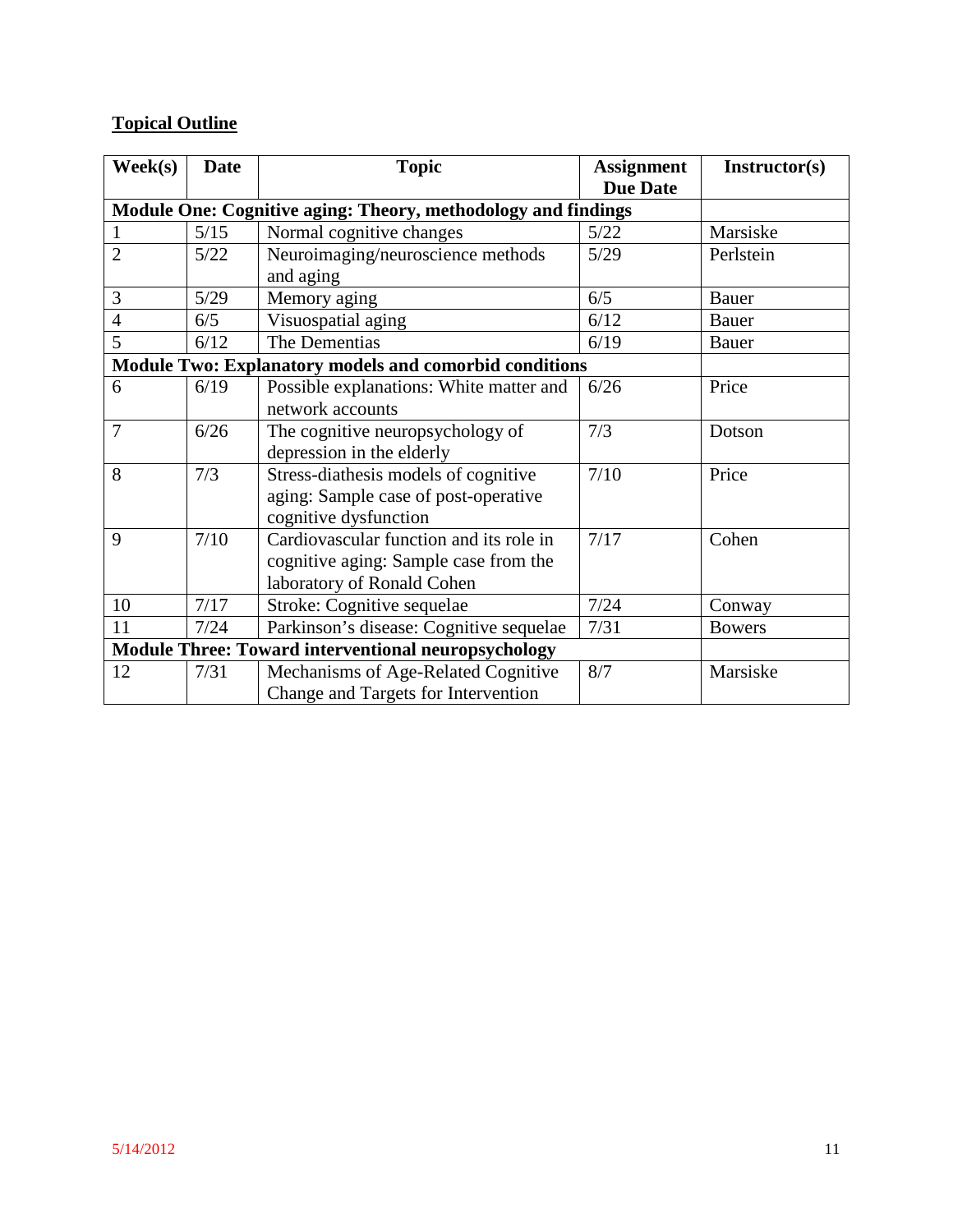**Topical Outline**

| Week(s) | Date | Topic | Assignment Due Date | Instructor(s) |
|---|---|---|---|---|
| **Module One: Cognitive aging: Theory, methodology and findings** | | | | |
| 1 | 5/15 | Normal cognitive changes | 5/22 | Marsiske |
| 2 | 5/22 | Neuroimaging/neuroscience methods and aging | 5/29 | Perlstein |
| 3 | 5/29 | Memory aging | 6/5 | Bauer |
| 4 | 6/5 | Visuospatial aging | 6/12 | Bauer |
| 5 | 6/12 | The Dementias | 6/19 | Bauer |
| **Module Two: Explanatory models and comorbid conditions** | | | | |
| 6 | 6/19 | Possible explanations: White matter and network accounts | 6/26 | Price |
| 7 | 6/26 | The cognitive neuropsychology of depression in the elderly | 7/3 | Dotson |
| 8 | 7/3 | Stress-diathesis models of cognitive aging: Sample case of post-operative cognitive dysfunction | 7/10 | Price |
| 9 | 7/10 | Cardiovascular function and its role in cognitive aging: Sample case from the laboratory of Ronald Cohen | 7/17 | Cohen |
| 10 | 7/17 | Stroke: Cognitive sequelae | 7/24 | Conway |
| 11 | 7/24 | Parkinson's disease: Cognitive sequelae | 7/31 | Bowers |
| **Module Three: Toward interventional neuropsychology** | | | | |
| 12 | 7/31 | Mechanisms of Age-Related Cognitive Change and Targets for Intervention | 8/7 | Marsiske |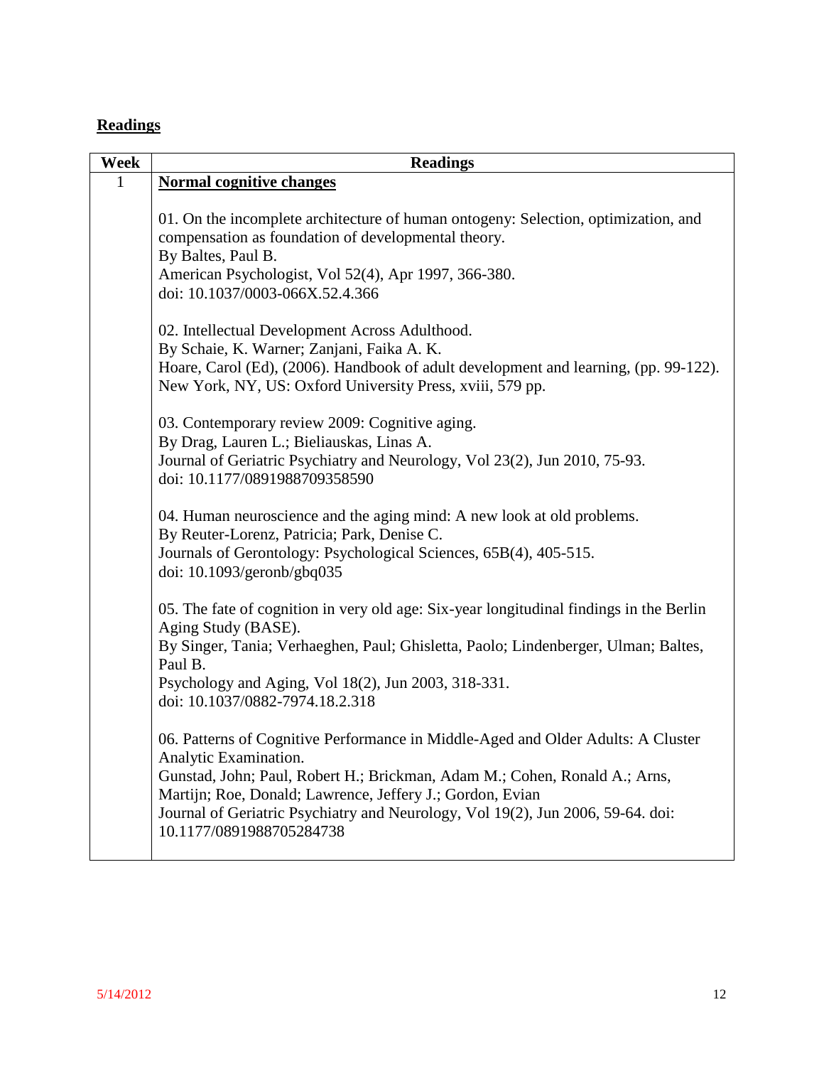## Readings

| Week | Readings |
|---|---|
| 1 | **Normal cognitive changes**<br><br>01. On the incomplete architecture of human ontogeny: Selection, optimization, and compensation as foundation of developmental theory.<br>By Baltes, Paul B.<br>American Psychologist, Vol 52(4), Apr 1997, 366-380.<br>doi: 10.1037/0003-066X.52.4.366<br><br>02. Intellectual Development Across Adulthood.<br>By Schaie, K. Warner; Zanjani, Faika A. K.<br>Hoare, Carol (Ed), (2006). Handbook of adult development and learning, (pp. 99-122). New York, NY, US: Oxford University Press, xviii, 579 pp.<br><br>03. Contemporary review 2009: Cognitive aging.<br>By Drag, Lauren L.; Bieliauskas, Linas A.<br>Journal of Geriatric Psychiatry and Neurology, Vol 23(2), Jun 2010, 75-93.<br>doi: 10.1177/0891988709358590<br><br>04. Human neuroscience and the aging mind: A new look at old problems.<br>By Reuter-Lorenz, Patricia; Park, Denise C.<br>Journals of Gerontology: Psychological Sciences, 65B(4), 405-515.<br>doi: 10.1093/geronb/gbq035<br><br>05. The fate of cognition in very old age: Six-year longitudinal findings in the Berlin Aging Study (BASE).<br>By Singer, Tania; Verhaeghen, Paul; Ghisletta, Paolo; Lindenberger, Ulman; Baltes, Paul B.<br>Psychology and Aging, Vol 18(2), Jun 2003, 318-331.<br>doi: 10.1037/0882-7974.18.2.318<br><br>06. Patterns of Cognitive Performance in Middle-Aged and Older Adults: A Cluster Analytic Examination.<br>Gunstad, John; Paul, Robert H.; Brickman, Adam M.; Cohen, Ronald A.; Arns, Martijn; Roe, Donald; Lawrence, Jeffery J.; Gordon, Evian<br>Journal of Geriatric Psychiatry and Neurology, Vol 19(2), Jun 2006, 59-64. doi: 10.1177/0891988705284738 |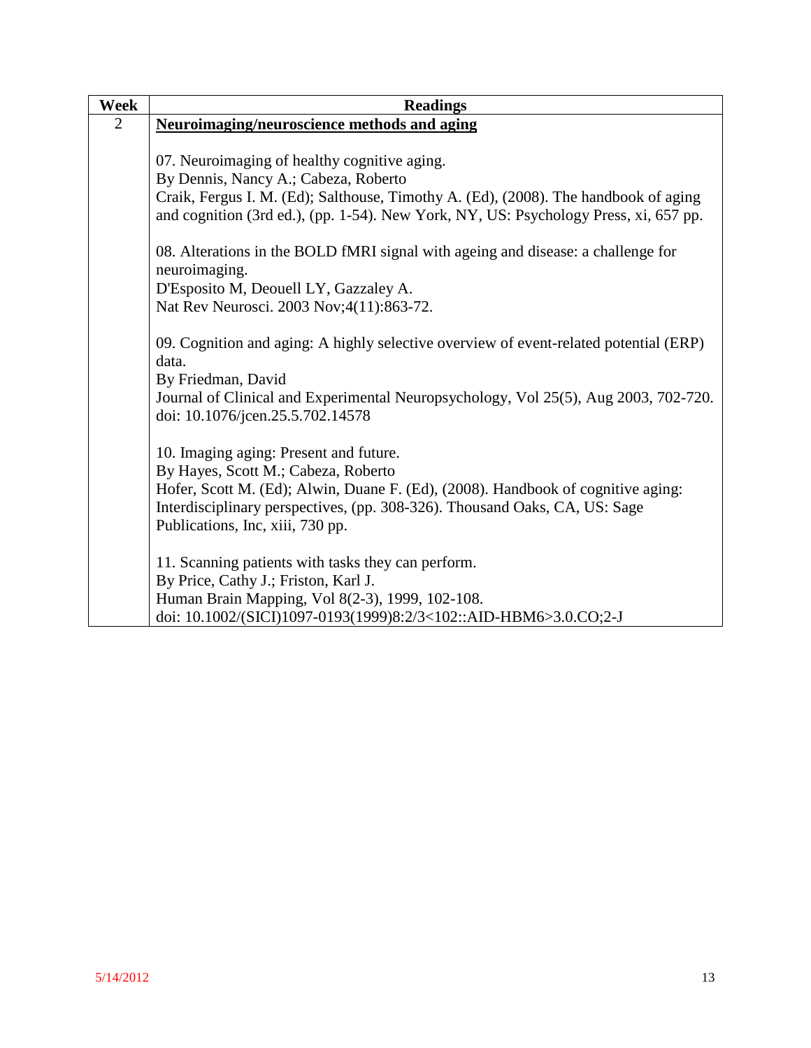| Week | Readings |
|---|---|
| 2 | **Neuroimaging/neuroscience methods and aging**<br><br>07. Neuroimaging of healthy cognitive aging.<br>By Dennis, Nancy A.; Cabeza, Roberto<br>Craik, Fergus I. M. (Ed); Salthouse, Timothy A. (Ed), (2008). The handbook of aging and cognition (3rd ed.), (pp. 1-54). New York, NY, US: Psychology Press, xi, 657 pp.<br><br>08. Alterations in the BOLD fMRI signal with ageing and disease: a challenge for neuroimaging.<br>D'Esposito M, Deouell LY, Gazzaley A.<br>Nat Rev Neurosci. 2003 Nov;4(11):863-72.<br><br>09. Cognition and aging: A highly selective overview of event-related potential (ERP) data.<br>By Friedman, David<br>Journal of Clinical and Experimental Neuropsychology, Vol 25(5), Aug 2003, 702-720. doi: 10.1076/jcen.25.5.702.14578<br><br>10. Imaging aging: Present and future.<br>By Hayes, Scott M.; Cabeza, Roberto<br>Hofer, Scott M. (Ed); Alwin, Duane F. (Ed), (2008). Handbook of cognitive aging: Interdisciplinary perspectives, (pp. 308-326). Thousand Oaks, CA, US: Sage Publications, Inc, xiii, 730 pp.<br><br>11. Scanning patients with tasks they can perform.<br>By Price, Cathy J.; Friston, Karl J.<br>Human Brain Mapping, Vol 8(2-3), 1999, 102-108.<br>doi: 10.1002/(SICI)1097-0193(1999)8:2/3<102::AID-HBM6>3.0.CO;2-J |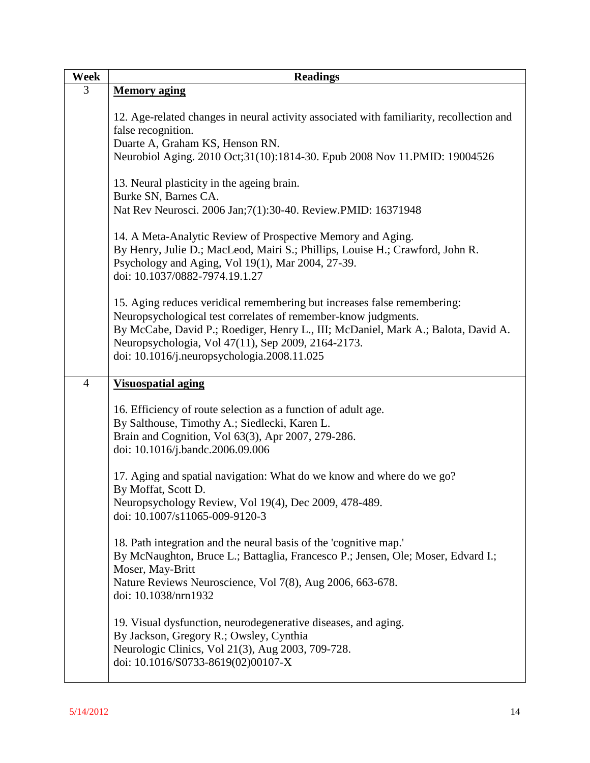| Week | Readings |
|---|---|
| 3 | **<u>Memory aging</u>**<br><br>12. Age-related changes in neural activity associated with familiarity, recollection and false recognition.<br>Duarte A, Graham KS, Henson RN.<br>Neurobiol Aging. 2010 Oct;31(10):1814-30. Epub 2008 Nov 11.PMID: 19004526<br><br>13. Neural plasticity in the ageing brain.<br>Burke SN, Barnes CA.<br>Nat Rev Neurosci. 2006 Jan;7(1):30-40. Review.PMID: 16371948<br><br>14. A Meta-Analytic Review of Prospective Memory and Aging.<br>By Henry, Julie D.; MacLeod, Mairi S.; Phillips, Louise H.; Crawford, John R.<br>Psychology and Aging, Vol 19(1), Mar 2004, 27-39.<br>doi: 10.1037/0882-7974.19.1.27<br><br>15. Aging reduces veridical remembering but increases false remembering: Neuropsychological test correlates of remember-know judgments.<br>By McCabe, David P.; Roediger, Henry L., III; McDaniel, Mark A.; Balota, David A.<br>Neuropsychologia, Vol 47(11), Sep 2009, 2164-2173.<br>doi: 10.1016/j.neuropsychologia.2008.11.025 |
| 4 | **<u>Visuospatial aging</u>**<br><br>16. Efficiency of route selection as a function of adult age.<br>By Salthouse, Timothy A.; Siedlecki, Karen L.<br>Brain and Cognition, Vol 63(3), Apr 2007, 279-286.<br>doi: 10.1016/j.bandc.2006.09.006<br><br>17. Aging and spatial navigation: What do we know and where do we go?<br>By Moffat, Scott D.<br>Neuropsychology Review, Vol 19(4), Dec 2009, 478-489.<br>doi: 10.1007/s11065-009-9120-3<br><br>18. Path integration and the neural basis of the 'cognitive map.'<br>By McNaughton, Bruce L.; Battaglia, Francesco P.; Jensen, Ole; Moser, Edvard I.; Moser, May-Britt<br>Nature Reviews Neuroscience, Vol 7(8), Aug 2006, 663-678.<br>doi: 10.1038/nrn1932<br><br>19. Visual dysfunction, neurodegenerative diseases, and aging.<br>By Jackson, Gregory R.; Owsley, Cynthia<br>Neurologic Clinics, Vol 21(3), Aug 2003, 709-728.<br>doi: 10.1016/S0733-8619(02)00107-X |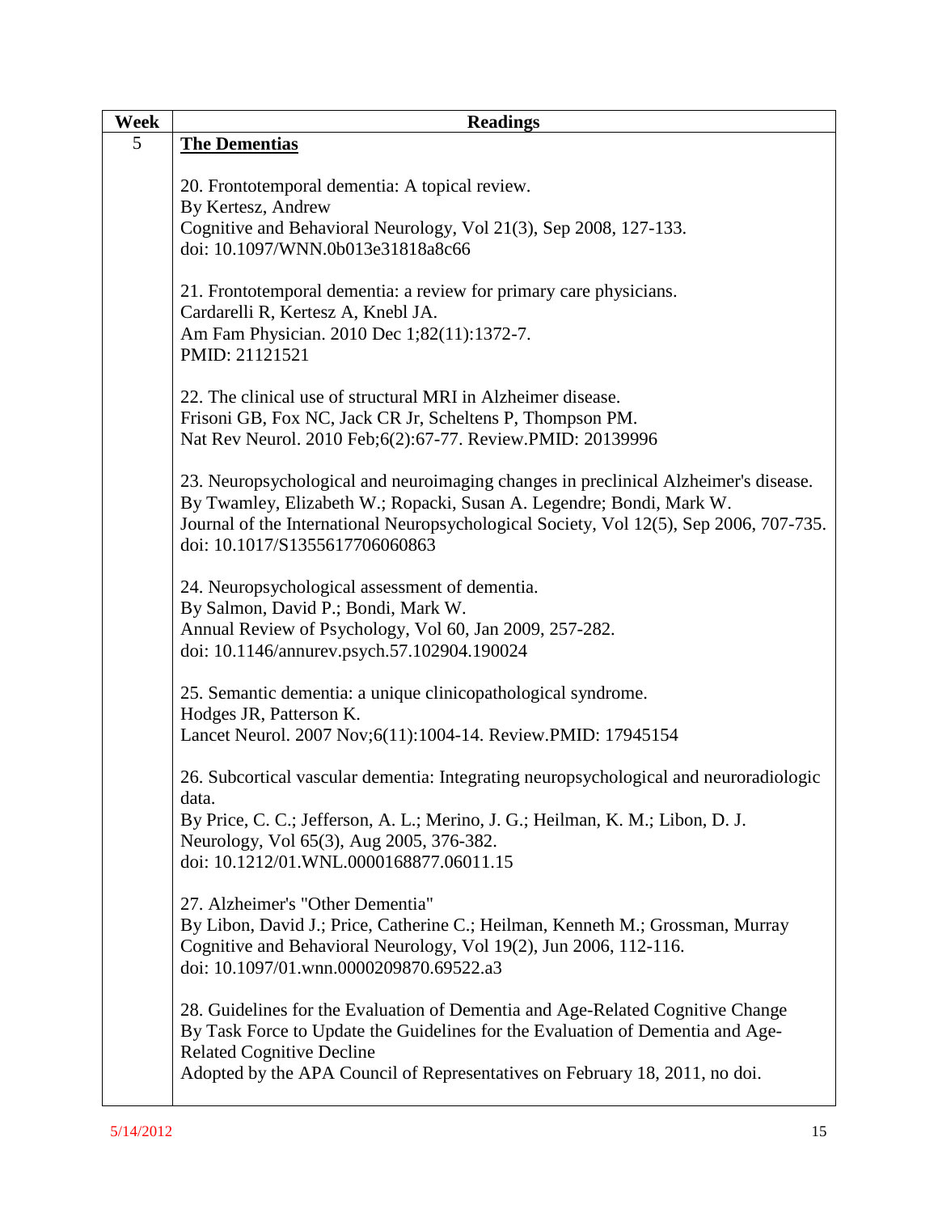| Week | Readings |
|---|---|
| 5 | **The Dementias**<br><br>20. Frontotemporal dementia: A topical review.<br>By Kertesz, Andrew<br>Cognitive and Behavioral Neurology, Vol 21(3), Sep 2008, 127-133.<br>doi: 10.1097/WNN.0b013e31818a8c66<br><br>21. Frontotemporal dementia: a review for primary care physicians.<br>Cardarelli R, Kertesz A, Knebl JA.<br>Am Fam Physician. 2010 Dec 1;82(11):1372-7.<br>PMID: 21121521<br><br>22. The clinical use of structural MRI in Alzheimer disease.<br>Frisoni GB, Fox NC, Jack CR Jr, Scheltens P, Thompson PM.<br>Nat Rev Neurol. 2010 Feb;6(2):67-77. Review.PMID: 20139996<br><br>23. Neuropsychological and neuroimaging changes in preclinical Alzheimer's disease.<br>By Twamley, Elizabeth W.; Ropacki, Susan A. Legendre; Bondi, Mark W.<br>Journal of the International Neuropsychological Society, Vol 12(5), Sep 2006, 707-735.<br>doi: 10.1017/S1355617706060863<br><br>24. Neuropsychological assessment of dementia.<br>By Salmon, David P.; Bondi, Mark W.<br>Annual Review of Psychology, Vol 60, Jan 2009, 257-282.<br>doi: 10.1146/annurev.psych.57.102904.190024<br><br>25. Semantic dementia: a unique clinicopathological syndrome.<br>Hodges JR, Patterson K.<br>Lancet Neurol. 2007 Nov;6(11):1004-14. Review.PMID: 17945154<br><br>26. Subcortical vascular dementia: Integrating neuropsychological and neuroradiologic data.<br>By Price, C. C.; Jefferson, A. L.; Merino, J. G.; Heilman, K. M.; Libon, D. J.<br>Neurology, Vol 65(3), Aug 2005, 376-382.<br>doi: 10.1212/01.WNL.0000168877.06011.15<br><br>27. Alzheimer's "Other Dementia"<br>By Libon, David J.; Price, Catherine C.; Heilman, Kenneth M.; Grossman, Murray<br>Cognitive and Behavioral Neurology, Vol 19(2), Jun 2006, 112-116.<br>doi: 10.1097/01.wnn.0000209870.69522.a3<br><br>28. Guidelines for the Evaluation of Dementia and Age-Related Cognitive Change<br>By Task Force to Update the Guidelines for the Evaluation of Dementia and Age-Related Cognitive Decline<br>Adopted by the APA Council of Representatives on February 18, 2011, no doi. |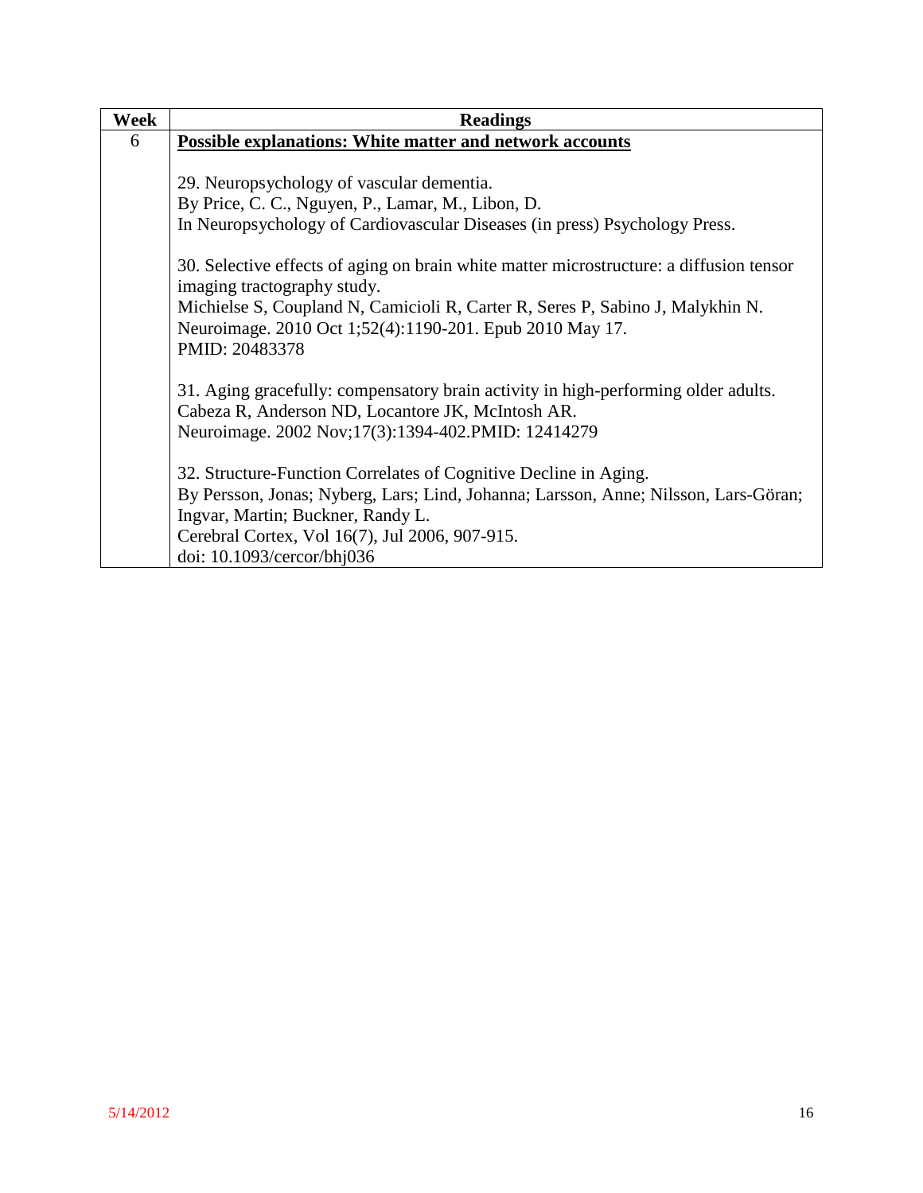| Week | Readings |
|---|---|
| 6 | **Possible explanations: White matter and network accounts**<br><br>29. Neuropsychology of vascular dementia.<br>By Price, C. C., Nguyen, P., Lamar, M., Libon, D.<br>In Neuropsychology of Cardiovascular Diseases (in press) Psychology Press.<br><br>30. Selective effects of aging on brain white matter microstructure: a diffusion tensor imaging tractography study.<br>Michielse S, Coupland N, Camicioli R, Carter R, Seres P, Sabino J, Malykhin N.<br>Neuroimage. 2010 Oct 1;52(4):1190-201. Epub 2010 May 17.<br>PMID: 20483378<br><br>31. Aging gracefully: compensatory brain activity in high-performing older adults.<br>Cabeza R, Anderson ND, Locantore JK, McIntosh AR.<br>Neuroimage. 2002 Nov;17(3):1394-402.PMID: 12414279<br><br>32. Structure-Function Correlates of Cognitive Decline in Aging.<br>By Persson, Jonas; Nyberg, Lars; Lind, Johanna; Larsson, Anne; Nilsson, Lars-Göran; Ingvar, Martin; Buckner, Randy L.<br>Cerebral Cortex, Vol 16(7), Jul 2006, 907-915.<br>doi: 10.1093/cercor/bhj036 |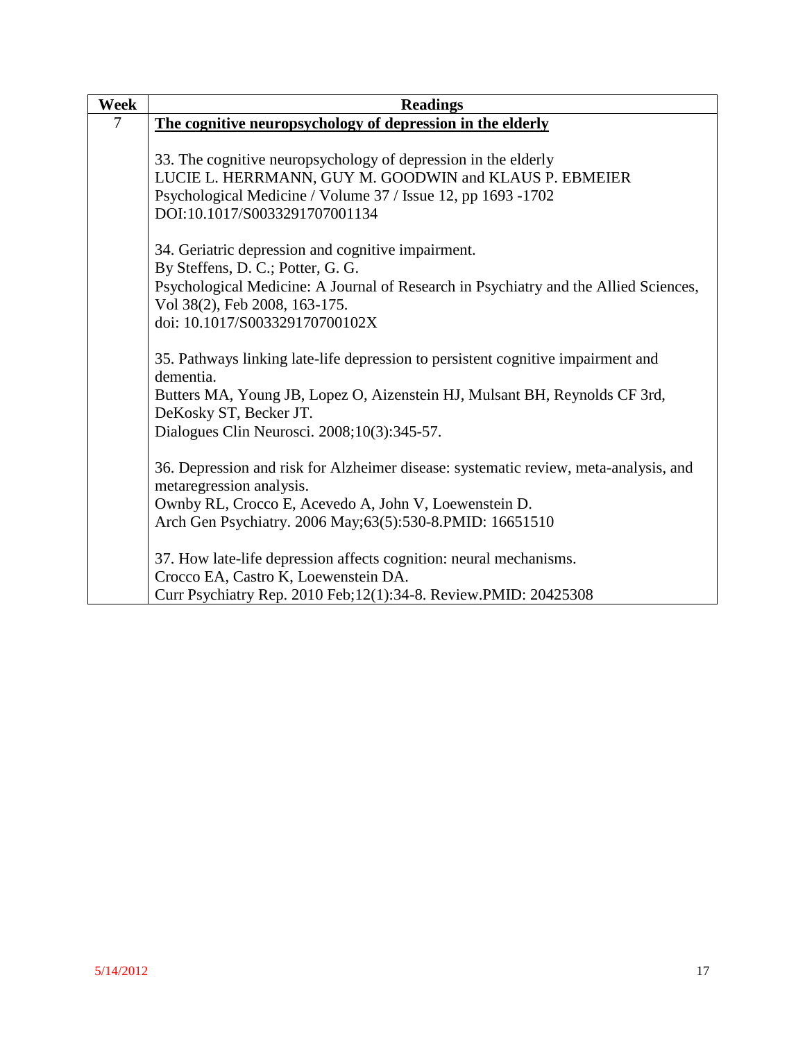| Week | Readings |
|---|---|
| 7 | **<u>The cognitive neuropsychology of depression in the elderly</u>**<br><br>33. The cognitive neuropsychology of depression in the elderly<br>LUCIE L. HERRMANN, GUY M. GOODWIN and KLAUS P. EBMEIER<br>Psychological Medicine / Volume 37 / Issue 12, pp 1693 -1702<br>DOI:10.1017/S0033291707001134<br><br>34. Geriatric depression and cognitive impairment.<br>By Steffens, D. C.; Potter, G. G.<br>Psychological Medicine: A Journal of Research in Psychiatry and the Allied Sciences, Vol 38(2), Feb 2008, 163-175.<br>doi: 10.1017/S003329170700102X<br><br>35. Pathways linking late-life depression to persistent cognitive impairment and dementia.<br>Butters MA, Young JB, Lopez O, Aizenstein HJ, Mulsant BH, Reynolds CF 3rd, DeKosky ST, Becker JT.<br>Dialogues Clin Neurosci. 2008;10(3):345-57.<br><br>36. Depression and risk for Alzheimer disease: systematic review, meta-analysis, and metaregression analysis.<br>Ownby RL, Crocco E, Acevedo A, John V, Loewenstein D.<br>Arch Gen Psychiatry. 2006 May;63(5):530-8.PMID: 16651510<br><br>37. How late-life depression affects cognition: neural mechanisms.<br>Crocco EA, Castro K, Loewenstein DA.<br>Curr Psychiatry Rep. 2010 Feb;12(1):34-8. Review.PMID: 20425308 |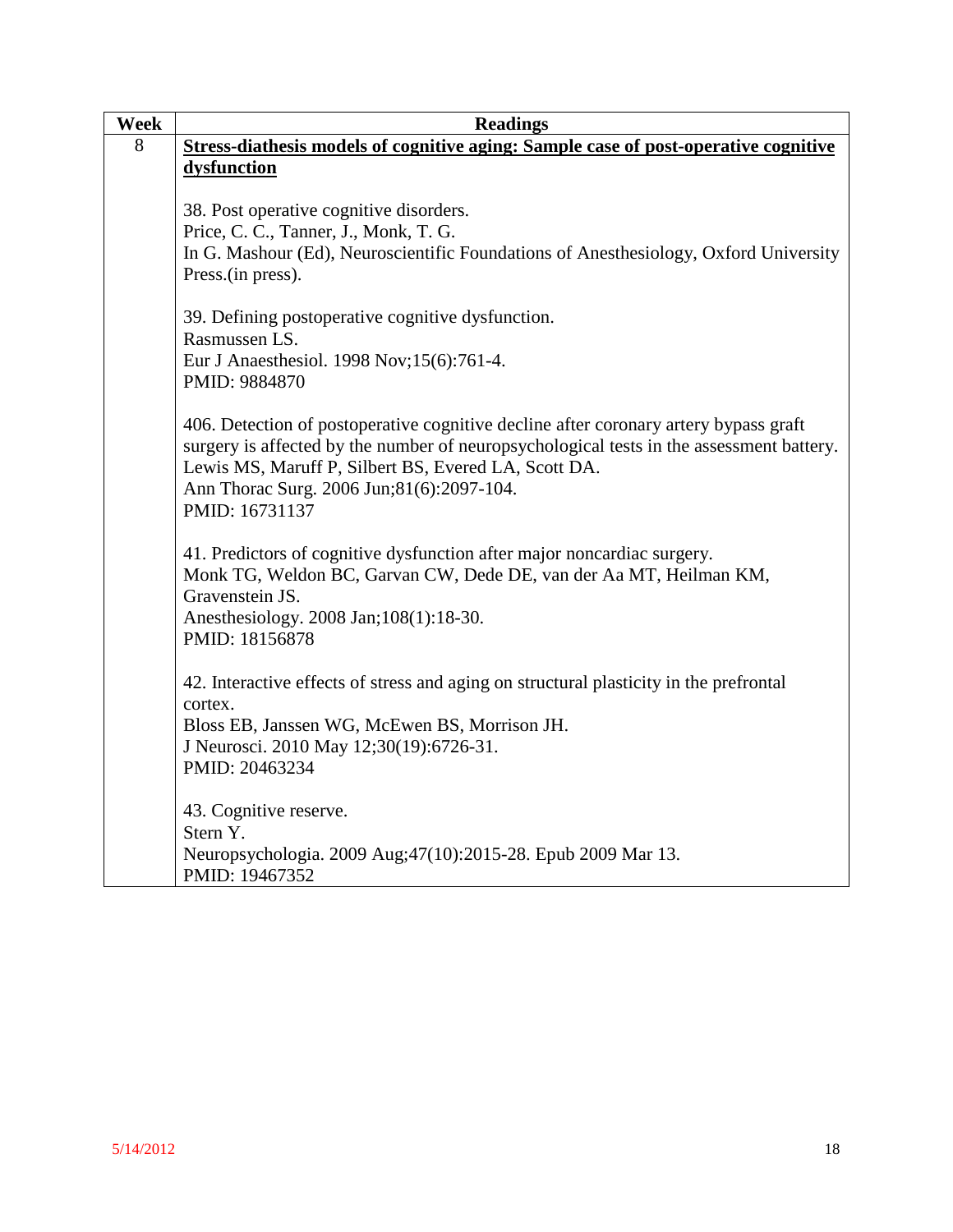| Week | Readings |
|---|---|
| 8 | **<u>Stress-diathesis models of cognitive aging: Sample case of post-operative cognitive dysfunction</u>**<br><br>38. Post operative cognitive disorders.<br>Price, C. C., Tanner, J., Monk, T. G.<br>In G. Mashour (Ed), Neuroscientific Foundations of Anesthesiology, Oxford University Press.(in press).<br><br>39. Defining postoperative cognitive dysfunction.<br>Rasmussen LS.<br>Eur J Anaesthesiol. 1998 Nov;15(6):761-4.<br>PMID: 9884870<br><br>406. Detection of postoperative cognitive decline after coronary artery bypass graft surgery is affected by the number of neuropsychological tests in the assessment battery.<br>Lewis MS, Maruff P, Silbert BS, Evered LA, Scott DA.<br>Ann Thorac Surg. 2006 Jun;81(6):2097-104.<br>PMID: 16731137<br><br>41. Predictors of cognitive dysfunction after major noncardiac surgery.<br>Monk TG, Weldon BC, Garvan CW, Dede DE, van der Aa MT, Heilman KM, Gravenstein JS.<br>Anesthesiology. 2008 Jan;108(1):18-30.<br>PMID: 18156878<br><br>42. Interactive effects of stress and aging on structural plasticity in the prefrontal cortex.<br>Bloss EB, Janssen WG, McEwen BS, Morrison JH.<br>J Neurosci. 2010 May 12;30(19):6726-31.<br>PMID: 20463234<br><br>43. Cognitive reserve.<br>Stern Y.<br>Neuropsychologia. 2009 Aug;47(10):2015-28. Epub 2009 Mar 13.<br>PMID: 19467352 |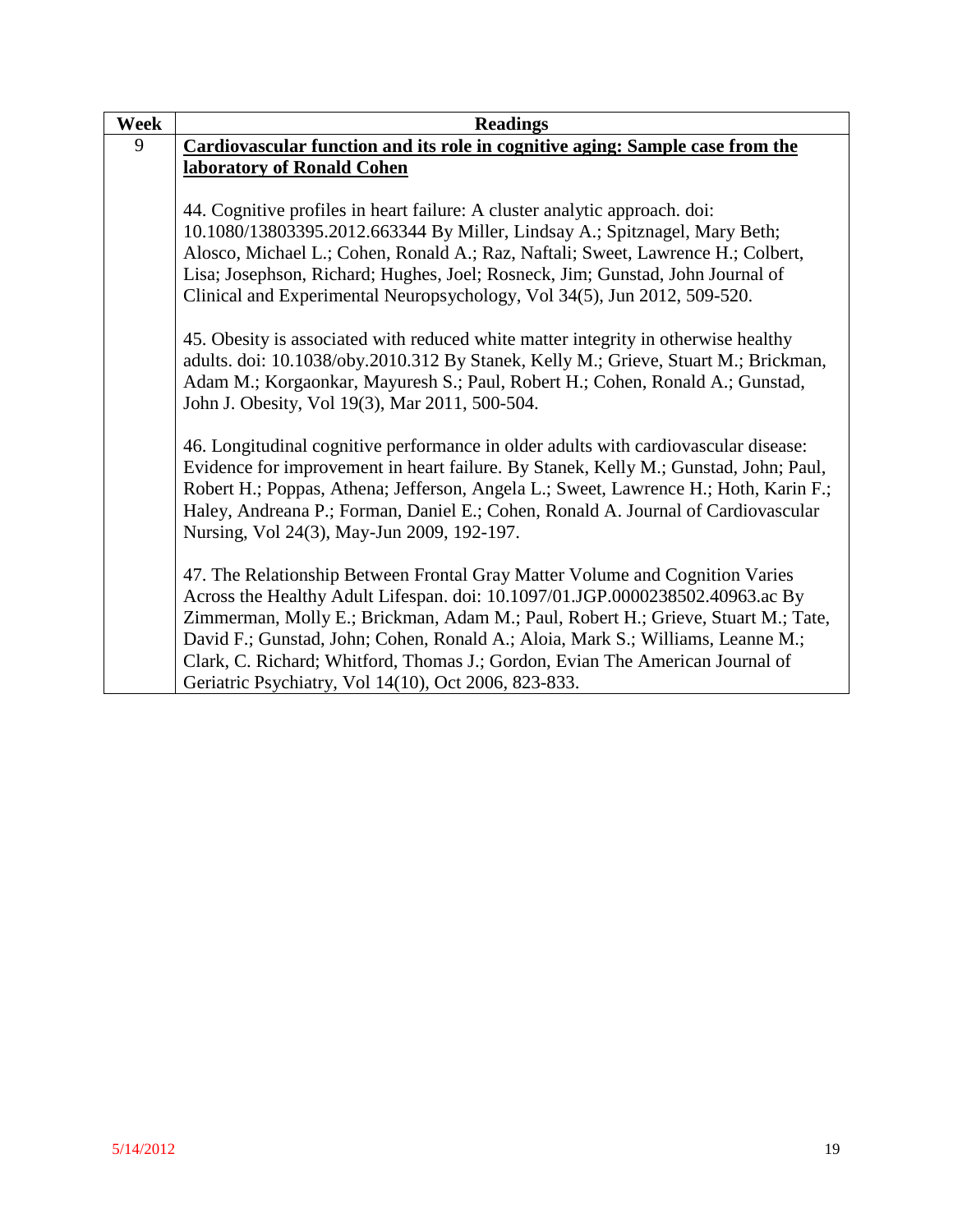| Week | Readings |
|---|---|
| 9 | **Cardiovascular function and its role in cognitive aging: Sample case from the laboratory of Ronald Cohen**<br><br>44. Cognitive profiles in heart failure: A cluster analytic approach. doi: 10.1080/13803395.2012.663344 By Miller, Lindsay A.; Spitznagel, Mary Beth; Alosco, Michael L.; Cohen, Ronald A.; Raz, Naftali; Sweet, Lawrence H.; Colbert, Lisa; Josephson, Richard; Hughes, Joel; Rosneck, Jim; Gunstad, John Journal of Clinical and Experimental Neuropsychology, Vol 34(5), Jun 2012, 509-520.<br><br>45. Obesity is associated with reduced white matter integrity in otherwise healthy adults. doi: 10.1038/oby.2010.312 By Stanek, Kelly M.; Grieve, Stuart M.; Brickman, Adam M.; Korgaonkar, Mayuresh S.; Paul, Robert H.; Cohen, Ronald A.; Gunstad, John J. Obesity, Vol 19(3), Mar 2011, 500-504.<br><br>46. Longitudinal cognitive performance in older adults with cardiovascular disease: Evidence for improvement in heart failure. By Stanek, Kelly M.; Gunstad, John; Paul, Robert H.; Poppas, Athena; Jefferson, Angela L.; Sweet, Lawrence H.; Hoth, Karin F.; Haley, Andreana P.; Forman, Daniel E.; Cohen, Ronald A. Journal of Cardiovascular Nursing, Vol 24(3), May-Jun 2009, 192-197.<br><br>47. The Relationship Between Frontal Gray Matter Volume and Cognition Varies Across the Healthy Adult Lifespan. doi: 10.1097/01.JGP.0000238502.40963.ac By Zimmerman, Molly E.; Brickman, Adam M.; Paul, Robert H.; Grieve, Stuart M.; Tate, David F.; Gunstad, John; Cohen, Ronald A.; Aloia, Mark S.; Williams, Leanne M.; Clark, C. Richard; Whitford, Thomas J.; Gordon, Evian The American Journal of Geriatric Psychiatry, Vol 14(10), Oct 2006, 823-833. |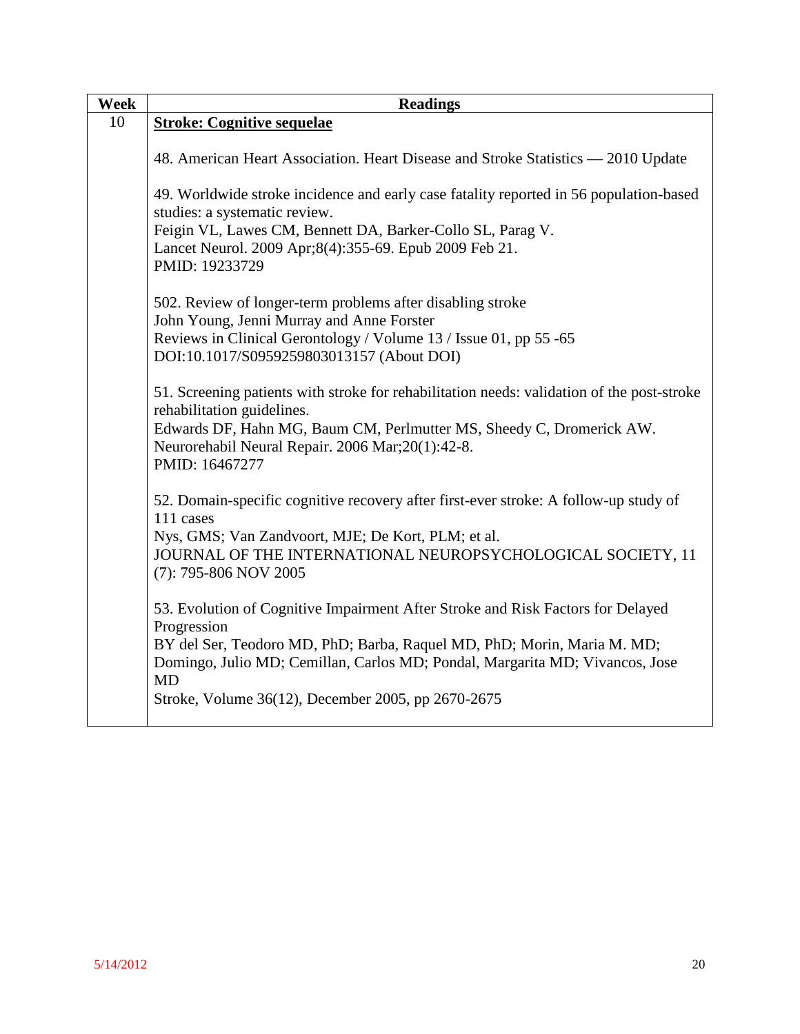| Week | Readings |
|---|---|
| 10 | **<u>Stroke: Cognitive sequelae</u>**<br><br>48. American Heart Association. Heart Disease and Stroke Statistics — 2010 Update<br><br>49. Worldwide stroke incidence and early case fatality reported in 56 population-based studies: a systematic review.<br>Feigin VL, Lawes CM, Bennett DA, Barker-Collo SL, Parag V.<br>Lancet Neurol. 2009 Apr;8(4):355-69. Epub 2009 Feb 21.<br>PMID: 19233729<br><br>502. Review of longer-term problems after disabling stroke<br>John Young, Jenni Murray and Anne Forster<br>Reviews in Clinical Gerontology / Volume 13 / Issue 01, pp 55 -65<br>DOI:10.1017/S0959259803013157 (About DOI)<br><br>51. Screening patients with stroke for rehabilitation needs: validation of the post-stroke rehabilitation guidelines.<br>Edwards DF, Hahn MG, Baum CM, Perlmutter MS, Sheedy C, Dromerick AW.<br>Neurorehabil Neural Repair. 2006 Mar;20(1):42-8.<br>PMID: 16467277<br><br>52. Domain-specific cognitive recovery after first-ever stroke: A follow-up study of 111 cases<br>Nys, GMS; Van Zandvoort, MJE; De Kort, PLM; et al.<br>JOURNAL OF THE INTERNATIONAL NEUROPSYCHOLOGICAL SOCIETY, 11 (7): 795-806 NOV 2005<br><br>53. Evolution of Cognitive Impairment After Stroke and Risk Factors for Delayed Progression<br>BY del Ser, Teodoro MD, PhD; Barba, Raquel MD, PhD; Morin, Maria M. MD; Domingo, Julio MD; Cemillan, Carlos MD; Pondal, Margarita MD; Vivancos, Jose MD<br>Stroke, Volume 36(12), December 2005, pp 2670-2675 |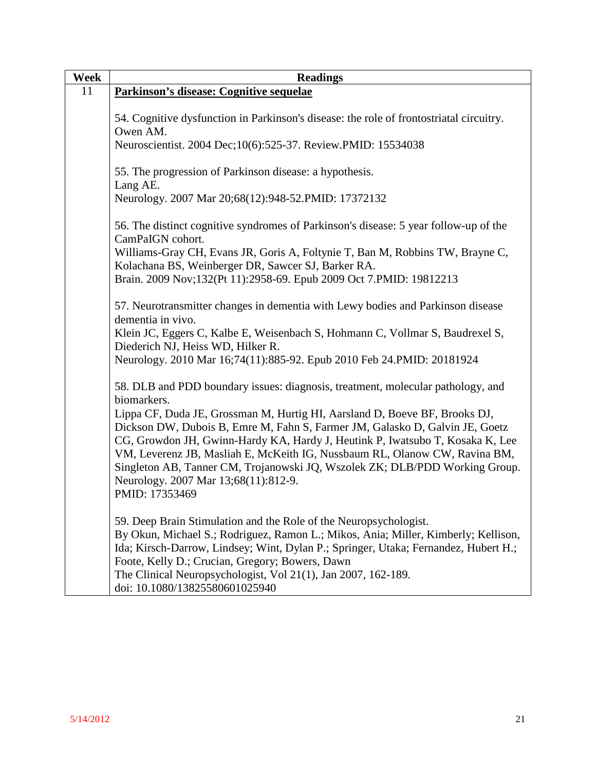| Week | Readings |
|---|---|
| 11 | **<u>Parkinson's disease: Cognitive sequelae</u>**<br><br>54. Cognitive dysfunction in Parkinson's disease: the role of frontostriatal circuitry. Owen AM.<br>Neuroscientist. 2004 Dec;10(6):525-37. Review.PMID: 15534038<br><br>55. The progression of Parkinson disease: a hypothesis.<br>Lang AE.<br>Neurology. 2007 Mar 20;68(12):948-52.PMID: 17372132<br><br>56. The distinct cognitive syndromes of Parkinson's disease: 5 year follow-up of the CamPaIGN cohort.<br>Williams-Gray CH, Evans JR, Goris A, Foltynie T, Ban M, Robbins TW, Brayne C, Kolachana BS, Weinberger DR, Sawcer SJ, Barker RA.<br>Brain. 2009 Nov;132(Pt 11):2958-69. Epub 2009 Oct 7.PMID: 19812213<br><br>57. Neurotransmitter changes in dementia with Lewy bodies and Parkinson disease dementia in vivo.<br>Klein JC, Eggers C, Kalbe E, Weisenbach S, Hohmann C, Vollmar S, Baudrexel S, Diederich NJ, Heiss WD, Hilker R.<br>Neurology. 2010 Mar 16;74(11):885-92. Epub 2010 Feb 24.PMID: 20181924<br><br>58. DLB and PDD boundary issues: diagnosis, treatment, molecular pathology, and biomarkers.<br>Lippa CF, Duda JE, Grossman M, Hurtig HI, Aarsland D, Boeve BF, Brooks DJ, Dickson DW, Dubois B, Emre M, Fahn S, Farmer JM, Galasko D, Galvin JE, Goetz CG, Growdon JH, Gwinn-Hardy KA, Hardy J, Heutink P, Iwatsubo T, Kosaka K, Lee VM, Leverenz JB, Masliah E, McKeith IG, Nussbaum RL, Olanow CW, Ravina BM, Singleton AB, Tanner CM, Trojanowski JQ, Wszolek ZK; DLB/PDD Working Group.<br>Neurology. 2007 Mar 13;68(11):812-9.<br>PMID: 17353469<br><br>59. Deep Brain Stimulation and the Role of the Neuropsychologist.<br>By Okun, Michael S.; Rodriguez, Ramon L.; Mikos, Ania; Miller, Kimberly; Kellison, Ida; Kirsch-Darrow, Lindsey; Wint, Dylan P.; Springer, Utaka; Fernandez, Hubert H.; Foote, Kelly D.; Crucian, Gregory; Bowers, Dawn<br>The Clinical Neuropsychologist, Vol 21(1), Jan 2007, 162-189.<br>doi: 10.1080/13825580601025940 |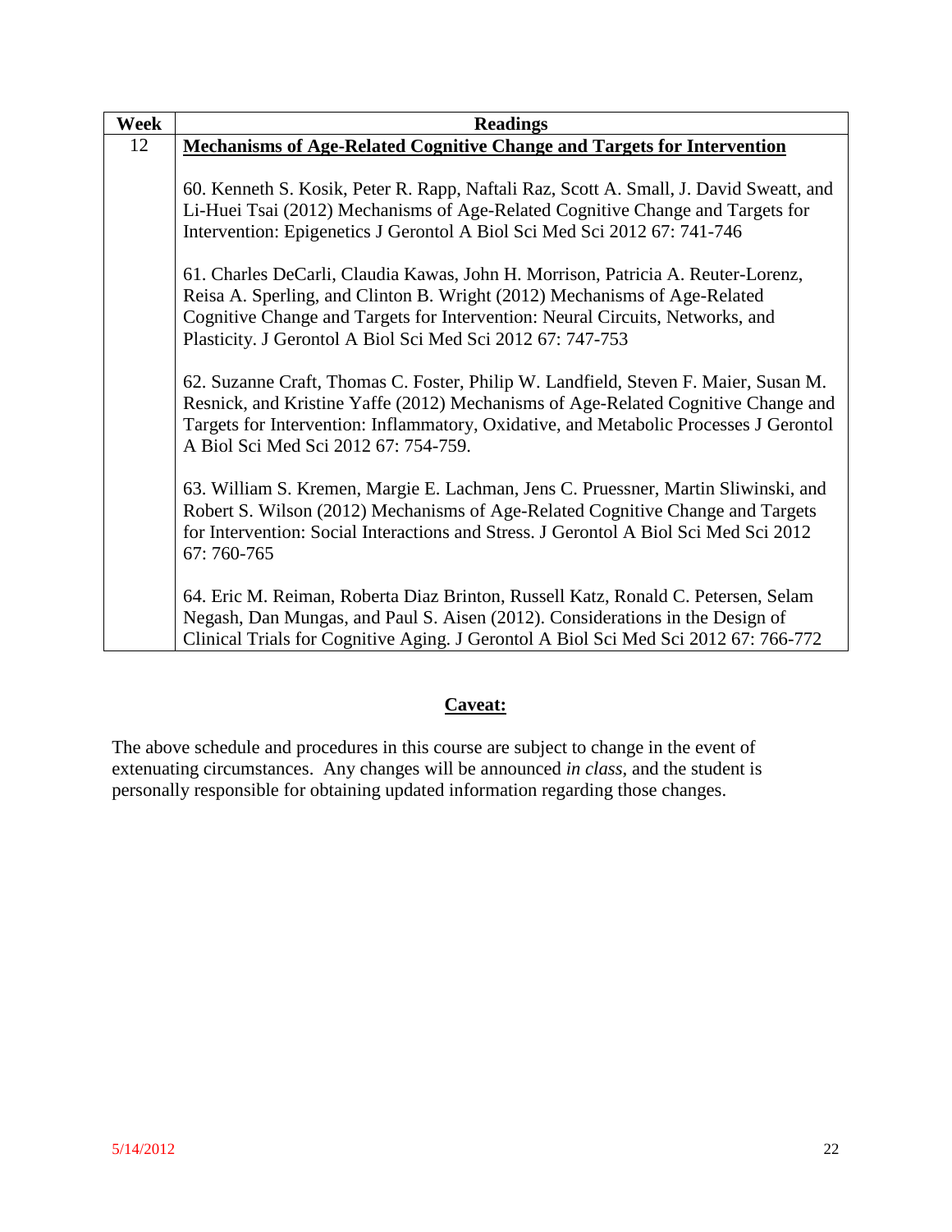| Week | Readings |
| --- | --- |
| 12 | **Mechanisms of Age-Related Cognitive Change and Targets for Intervention**<br><br>60. Kenneth S. Kosik, Peter R. Rapp, Naftali Raz, Scott A. Small, J. David Sweatt, and Li-Huei Tsai (2012) Mechanisms of Age-Related Cognitive Change and Targets for Intervention: Epigenetics J Gerontol A Biol Sci Med Sci 2012 67: 741-746<br><br>61. Charles DeCarli, Claudia Kawas, John H. Morrison, Patricia A. Reuter-Lorenz, Reisa A. Sperling, and Clinton B. Wright (2012) Mechanisms of Age-Related Cognitive Change and Targets for Intervention: Neural Circuits, Networks, and Plasticity. J Gerontol A Biol Sci Med Sci 2012 67: 747-753<br><br>62. Suzanne Craft, Thomas C. Foster, Philip W. Landfield, Steven F. Maier, Susan M. Resnick, and Kristine Yaffe (2012) Mechanisms of Age-Related Cognitive Change and Targets for Intervention: Inflammatory, Oxidative, and Metabolic Processes J Gerontol A Biol Sci Med Sci 2012 67: 754-759.<br><br>63. William S. Kremen, Margie E. Lachman, Jens C. Pruessner, Martin Sliwinski, and Robert S. Wilson (2012) Mechanisms of Age-Related Cognitive Change and Targets for Intervention: Social Interactions and Stress. J Gerontol A Biol Sci Med Sci 2012 67: 760-765<br><br>64. Eric M. Reiman, Roberta Diaz Brinton, Russell Katz, Ronald C. Petersen, Selam Negash, Dan Mungas, and Paul S. Aisen (2012). Considerations in the Design of Clinical Trials for Cognitive Aging. J Gerontol A Biol Sci Med Sci 2012 67: 766-772 |

## Caveat:

The above schedule and procedures in this course are subject to change in the event of extenuating circumstances. Any changes will be announced *in class*, and the student is personally responsible for obtaining updated information regarding those changes.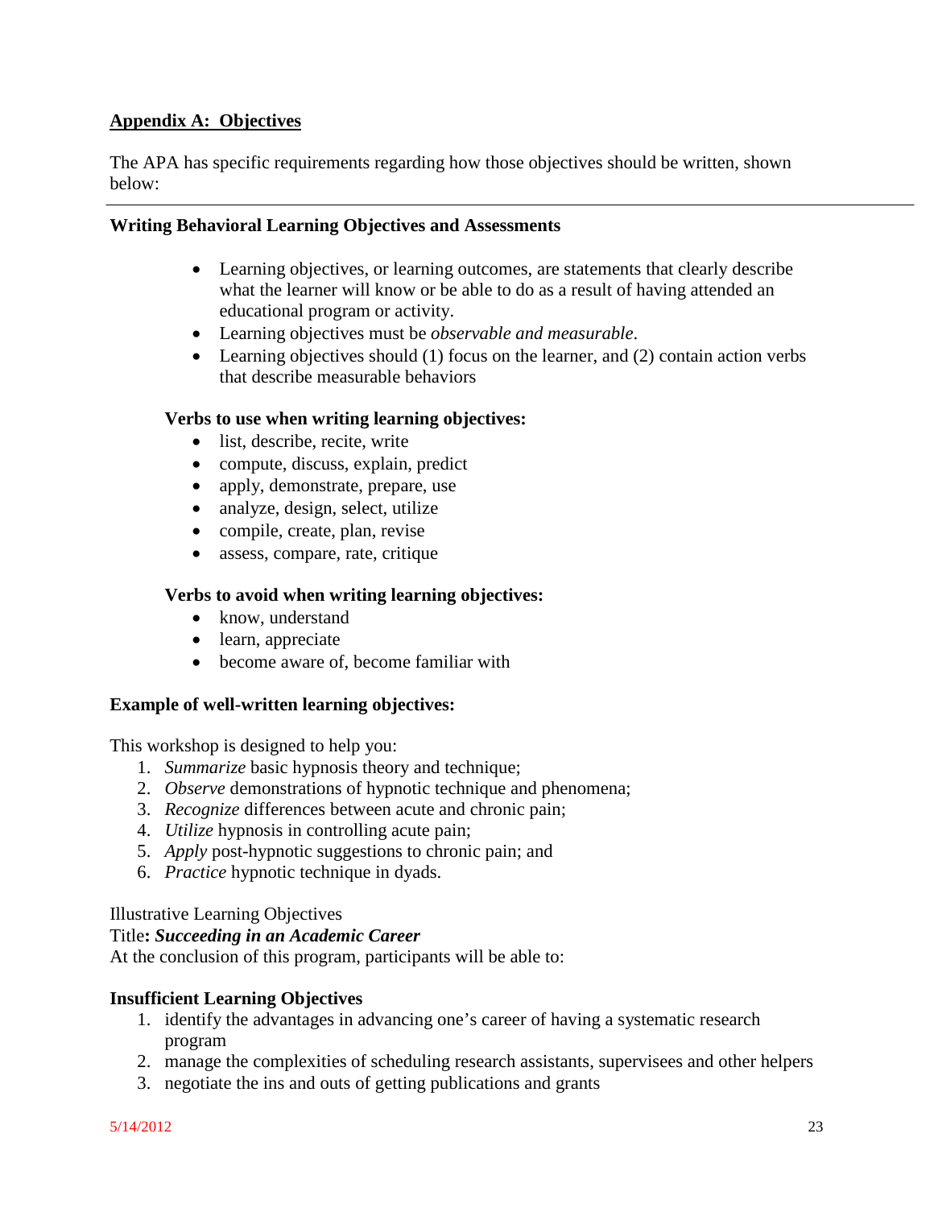## Appendix A: Objectives

The APA has specific requirements regarding how those objectives should be written, shown below:

---

### Writing Behavioral Learning Objectives and Assessments

- Learning objectives, or learning outcomes, are statements that clearly describe what the learner will know or be able to do as a result of having attended an educational program or activity.
- Learning objectives must be *observable and measurable*.
- Learning objectives should (1) focus on the learner, and (2) contain action verbs that describe measurable behaviors

**Verbs to use when writing learning objectives:**

- list, describe, recite, write
- compute, discuss, explain, predict
- apply, demonstrate, prepare, use
- analyze, design, select, utilize
- compile, create, plan, revise
- assess, compare, rate, critique

**Verbs to avoid when writing learning objectives:**

- know, understand
- learn, appreciate
- become aware of, become familiar with

**Example of well-written learning objectives:**

This workshop is designed to help you:

1. *Summarize* basic hypnosis theory and technique;
2. *Observe* demonstrations of hypnotic technique and phenomena;
3. *Recognize* differences between acute and chronic pain;
4. *Utilize* hypnosis in controlling acute pain;
5. *Apply* post-hypnotic suggestions to chronic pain; and
6. *Practice* hypnotic technique in dyads.

Illustrative Learning Objectives

Title**: *Succeeding in an Academic Career***

At the conclusion of this program, participants will be able to:

**Insufficient Learning Objectives**

1. identify the advantages in advancing one's career of having a systematic research program
2. manage the complexities of scheduling research assistants, supervisees and other helpers
3. negotiate the ins and outs of getting publications and grants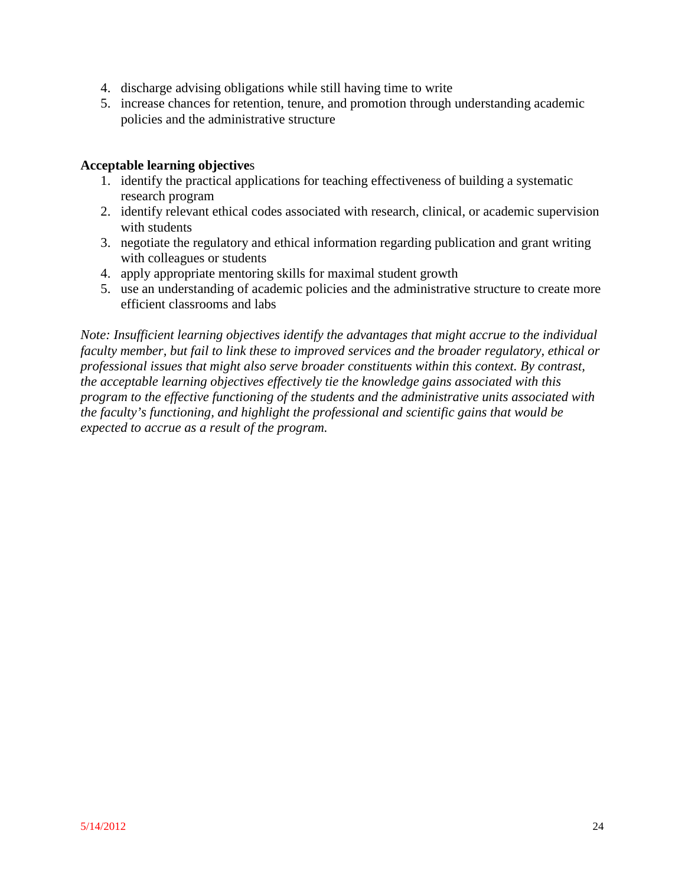4. discharge advising obligations while still having time to write
5. increase chances for retention, tenure, and promotion through understanding academic policies and the administrative structure

**Acceptable learning objectives**

1. identify the practical applications for teaching effectiveness of building a systematic research program
2. identify relevant ethical codes associated with research, clinical, or academic supervision with students
3. negotiate the regulatory and ethical information regarding publication and grant writing with colleagues or students
4. apply appropriate mentoring skills for maximal student growth
5. use an understanding of academic policies and the administrative structure to create more efficient classrooms and labs

*Note: Insufficient learning objectives identify the advantages that might accrue to the individual faculty member, but fail to link these to improved services and the broader regulatory, ethical or professional issues that might also serve broader constituents within this context. By contrast, the acceptable learning objectives effectively tie the knowledge gains associated with this program to the effective functioning of the students and the administrative units associated with the faculty's functioning, and highlight the professional and scientific gains that would be expected to accrue as a result of the program.*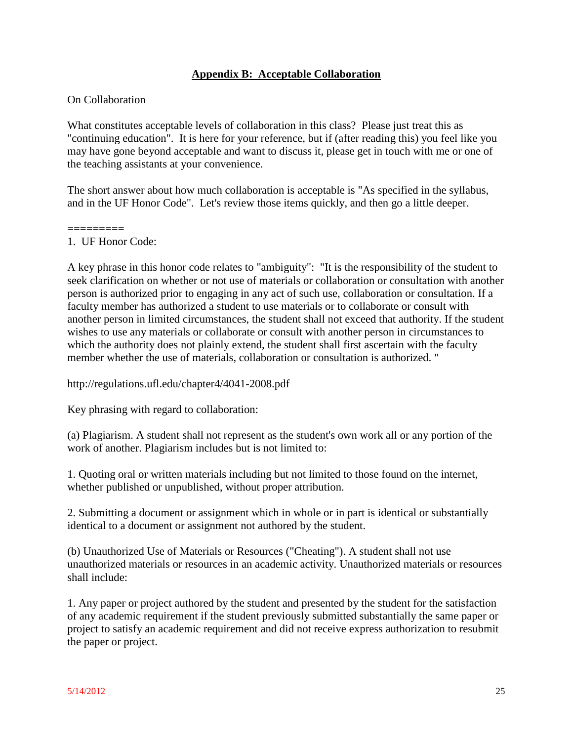## Appendix B: Acceptable Collaboration

On Collaboration

What constitutes acceptable levels of collaboration in this class? Please just treat this as "continuing education". It is here for your reference, but if (after reading this) you feel like you may have gone beyond acceptable and want to discuss it, please get in touch with me or one of the teaching assistants at your convenience.

The short answer about how much collaboration is acceptable is "As specified in the syllabus, and in the UF Honor Code". Let's review those items quickly, and then go a little deeper.

=========

1. UF Honor Code:

A key phrase in this honor code relates to "ambiguity": "It is the responsibility of the student to seek clarification on whether or not use of materials or collaboration or consultation with another person is authorized prior to engaging in any act of such use, collaboration or consultation. If a faculty member has authorized a student to use materials or to collaborate or consult with another person in limited circumstances, the student shall not exceed that authority. If the student wishes to use any materials or collaborate or consult with another person in circumstances to which the authority does not plainly extend, the student shall first ascertain with the faculty member whether the use of materials, collaboration or consultation is authorized. "

http://regulations.ufl.edu/chapter4/4041-2008.pdf

Key phrasing with regard to collaboration:

(a) Plagiarism. A student shall not represent as the student's own work all or any portion of the work of another. Plagiarism includes but is not limited to:

1. Quoting oral or written materials including but not limited to those found on the internet, whether published or unpublished, without proper attribution.

2. Submitting a document or assignment which in whole or in part is identical or substantially identical to a document or assignment not authored by the student.

(b) Unauthorized Use of Materials or Resources ("Cheating"). A student shall not use unauthorized materials or resources in an academic activity. Unauthorized materials or resources shall include:

1. Any paper or project authored by the student and presented by the student for the satisfaction of any academic requirement if the student previously submitted substantially the same paper or project to satisfy an academic requirement and did not receive express authorization to resubmit the paper or project.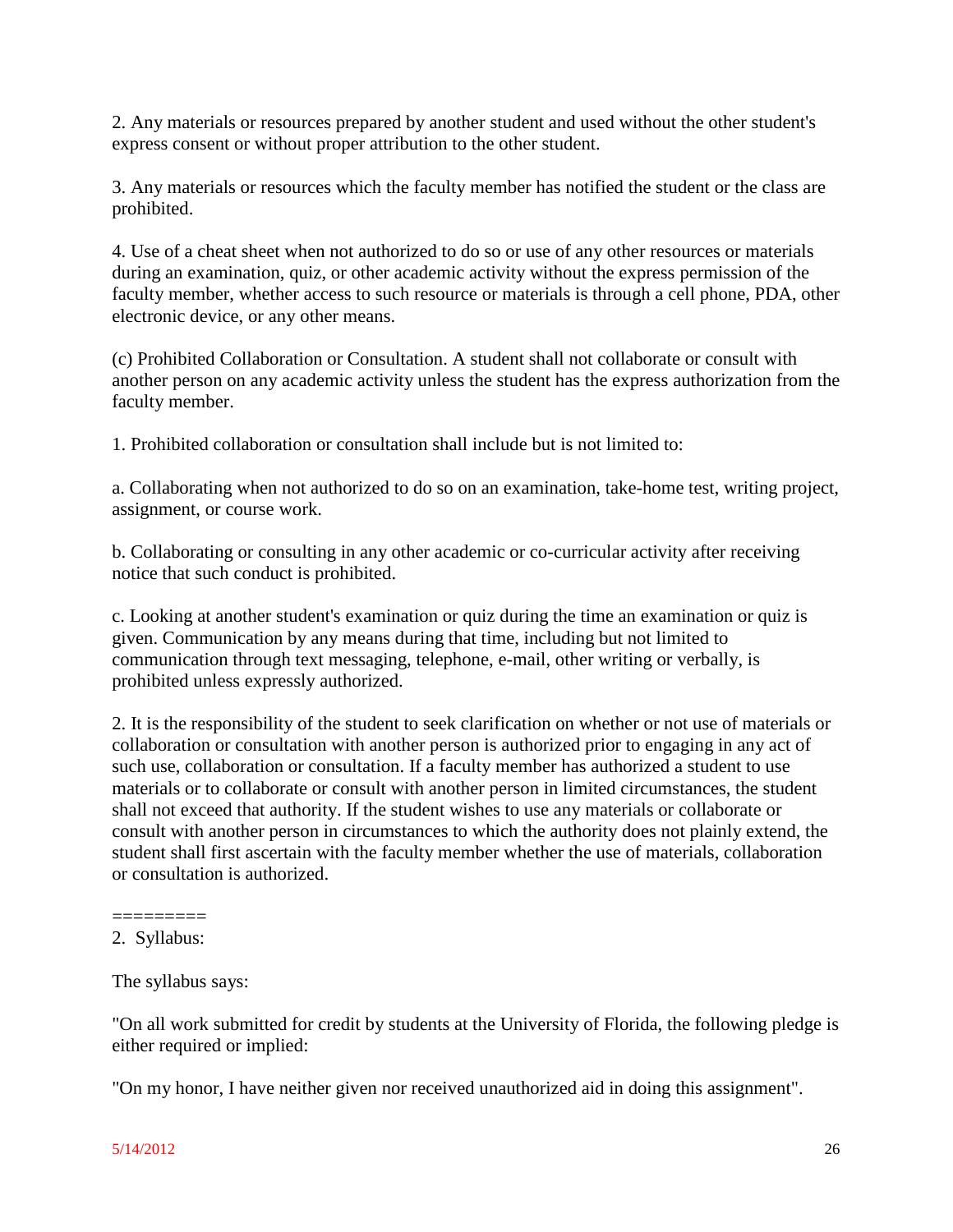2. Any materials or resources prepared by another student and used without the other student's express consent or without proper attribution to the other student.

3. Any materials or resources which the faculty member has notified the student or the class are prohibited.

4. Use of a cheat sheet when not authorized to do so or use of any other resources or materials during an examination, quiz, or other academic activity without the express permission of the faculty member, whether access to such resource or materials is through a cell phone, PDA, other electronic device, or any other means.

(c) Prohibited Collaboration or Consultation. A student shall not collaborate or consult with another person on any academic activity unless the student has the express authorization from the faculty member.

1. Prohibited collaboration or consultation shall include but is not limited to:

a. Collaborating when not authorized to do so on an examination, take-home test, writing project, assignment, or course work.

b. Collaborating or consulting in any other academic or co-curricular activity after receiving notice that such conduct is prohibited.

c. Looking at another student's examination or quiz during the time an examination or quiz is given. Communication by any means during that time, including but not limited to communication through text messaging, telephone, e-mail, other writing or verbally, is prohibited unless expressly authorized.

2. It is the responsibility of the student to seek clarification on whether or not use of materials or collaboration or consultation with another person is authorized prior to engaging in any act of such use, collaboration or consultation. If a faculty member has authorized a student to use materials or to collaborate or consult with another person in limited circumstances, the student shall not exceed that authority. If the student wishes to use any materials or collaborate or consult with another person in circumstances to which the authority does not plainly extend, the student shall first ascertain with the faculty member whether the use of materials, collaboration or consultation is authorized.

=========

2. Syllabus:

The syllabus says:

"On all work submitted for credit by students at the University of Florida, the following pledge is either required or implied:

"On my honor, I have neither given nor received unauthorized aid in doing this assignment".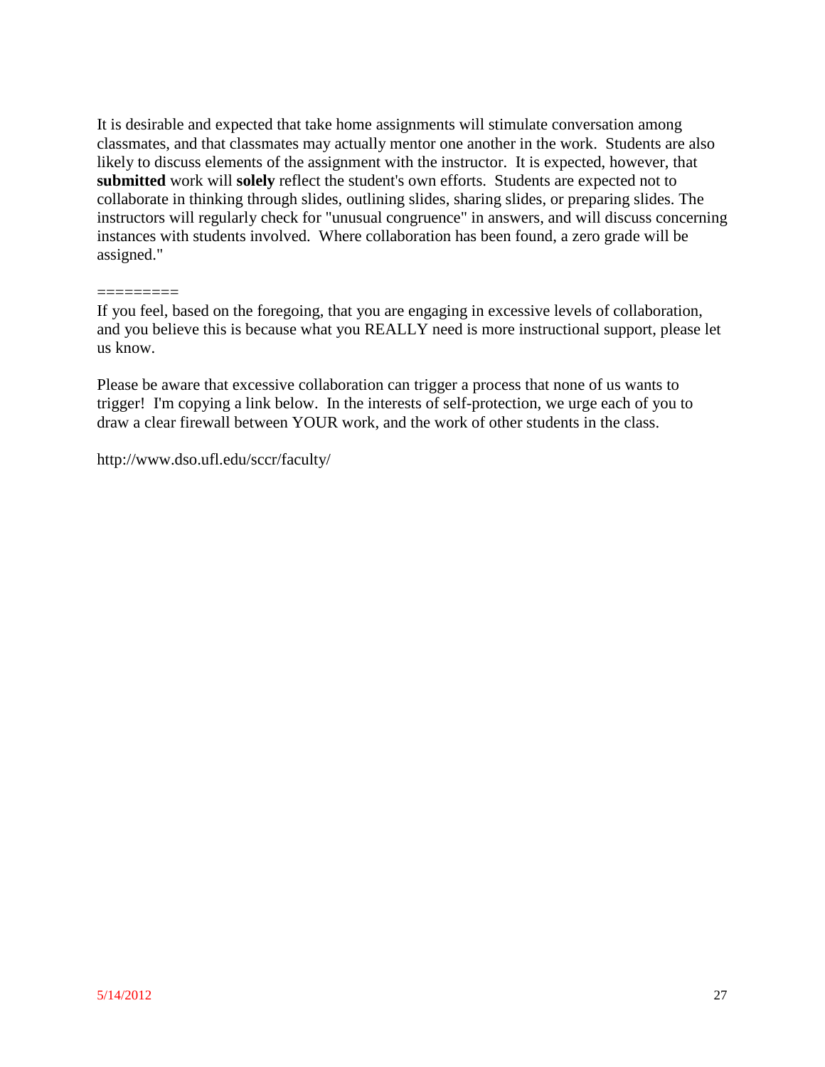It is desirable and expected that take home assignments will stimulate conversation among classmates, and that classmates may actually mentor one another in the work. Students are also likely to discuss elements of the assignment with the instructor. It is expected, however, that **submitted** work will **solely** reflect the student's own efforts. Students are expected not to collaborate in thinking through slides, outlining slides, sharing slides, or preparing slides. The instructors will regularly check for "unusual congruence" in answers, and will discuss concerning instances with students involved. Where collaboration has been found, a zero grade will be assigned."

=========

If you feel, based on the foregoing, that you are engaging in excessive levels of collaboration, and you believe this is because what you REALLY need is more instructional support, please let us know.

Please be aware that excessive collaboration can trigger a process that none of us wants to trigger! I'm copying a link below. In the interests of self-protection, we urge each of you to draw a clear firewall between YOUR work, and the work of other students in the class.

http://www.dso.ufl.edu/sccr/faculty/